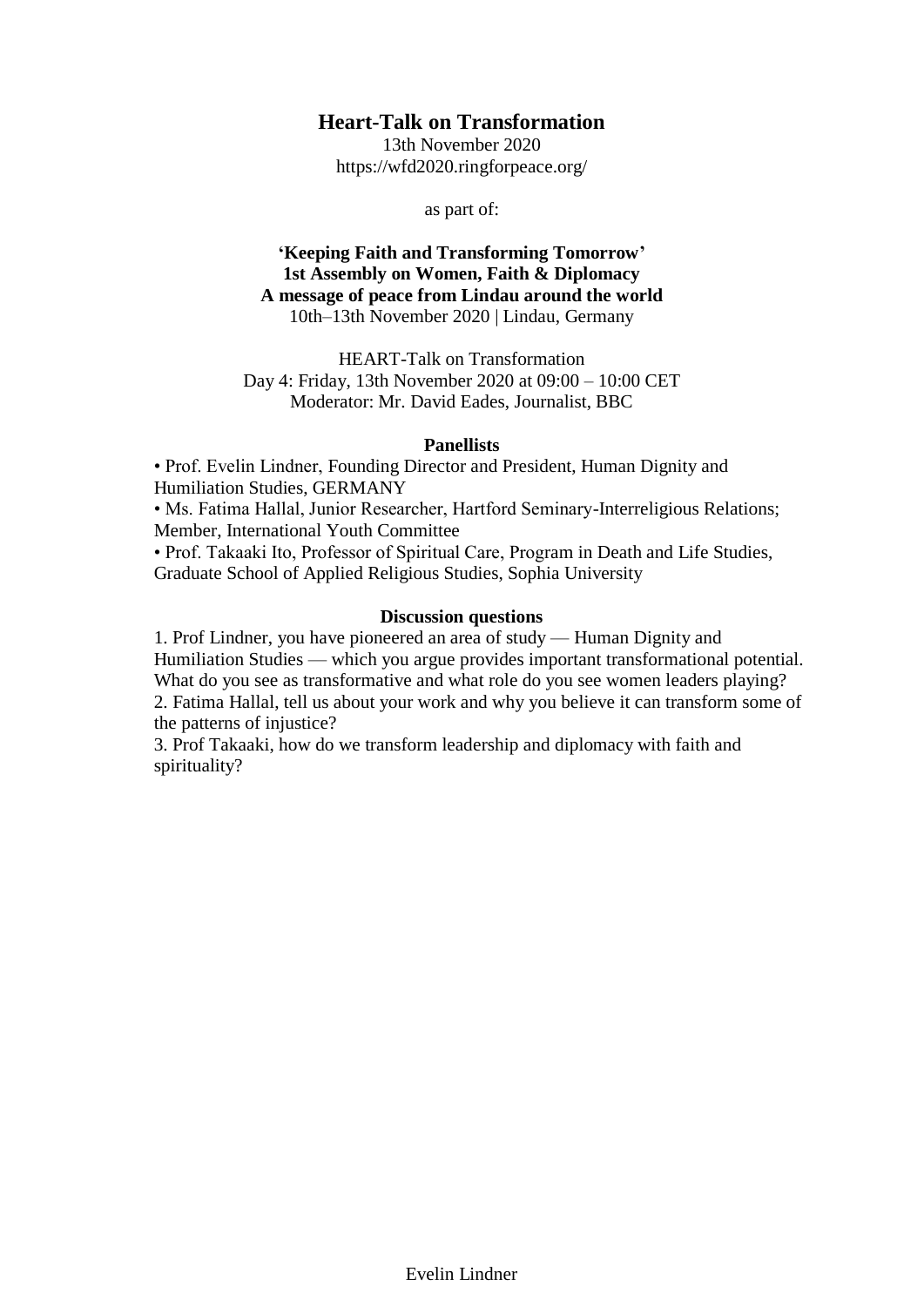# Heart-Talk on Transformation

13th November 2020
https://wfd2020.ringforpeace.org/

as part of:

**'Keeping Faith and Transforming Tomorrow'**
**1st Assembly on Women, Faith & Diplomacy**
**A message of peace from Lindau around the world**
10th–13th November 2020 | Lindau, Germany

HEART-Talk on Transformation
Day 4: Friday, 13th November 2020 at 09:00 – 10:00 CET
Moderator: Mr. David Eades, Journalist, BBC

## Panellists

- Prof. Evelin Lindner, Founding Director and President, Human Dignity and Humiliation Studies, GERMANY
- Ms. Fatima Hallal, Junior Researcher, Hartford Seminary-Interreligious Relations; Member, International Youth Committee
- Prof. Takaaki Ito, Professor of Spiritual Care, Program in Death and Life Studies, Graduate School of Applied Religious Studies, Sophia University

## Discussion questions

1. Prof Lindner, you have pioneered an area of study — Human Dignity and Humiliation Studies — which you argue provides important transformational potential. What do you see as transformative and what role do you see women leaders playing?
2. Fatima Hallal, tell us about your work and why you believe it can transform some of the patterns of injustice?
3. Prof Takaaki, how do we transform leadership and diplomacy with faith and spirituality?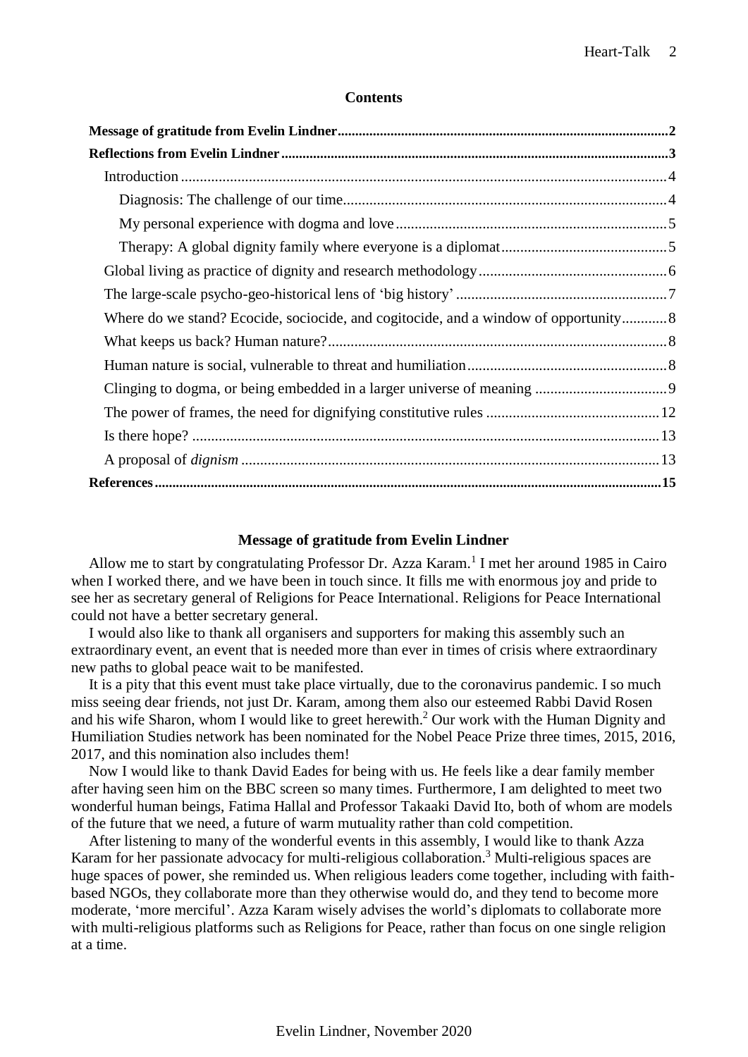**Contents**

**Message of gratitude from Evelin Lindner** ........ 2
**Reflections from Evelin Lindner** ........ 3
- Introduction ........ 4
  - Diagnosis: The challenge of our time ........ 4
  - My personal experience with dogma and love ........ 5
  - Therapy: A global dignity family where everyone is a diplomat ........ 5
- Global living as practice of dignity and research methodology ........ 6
- The large-scale psycho-geo-historical lens of 'big history' ........ 7
- Where do we stand? Ecocide, sociocide, and cogitocide, and a window of opportunity ........ 8
- What keeps us back? Human nature? ........ 8
- Human nature is social, vulnerable to threat and humiliation ........ 8
- Clinging to dogma, or being embedded in a larger universe of meaning ........ 9
- The power of frames, the need for dignifying constitutive rules ........ 12
- Is there hope? ........ 13
- A proposal of *dignism* ........ 13

**References** ........ 15

## Message of gratitude from Evelin Lindner

Allow me to start by congratulating Professor Dr. Azza Karam.[1] I met her around 1985 in Cairo when I worked there, and we have been in touch since. It fills me with enormous joy and pride to see her as secretary general of Religions for Peace International. Religions for Peace International could not have a better secretary general.

I would also like to thank all organisers and supporters for making this assembly such an extraordinary event, an event that is needed more than ever in times of crisis where extraordinary new paths to global peace wait to be manifested.

It is a pity that this event must take place virtually, due to the coronavirus pandemic. I so much miss seeing dear friends, not just Dr. Karam, among them also our esteemed Rabbi David Rosen and his wife Sharon, whom I would like to greet herewith.[2] Our work with the Human Dignity and Humiliation Studies network has been nominated for the Nobel Peace Prize three times, 2015, 2016, 2017, and this nomination also includes them!

Now I would like to thank David Eades for being with us. He feels like a dear family member after having seen him on the BBC screen so many times. Furthermore, I am delighted to meet two wonderful human beings, Fatima Hallal and Professor Takaaki David Ito, both of whom are models of the future that we need, a future of warm mutuality rather than cold competition.

After listening to many of the wonderful events in this assembly, I would like to thank Azza Karam for her passionate advocacy for multi-religious collaboration.[3] Multi-religious spaces are huge spaces of power, she reminded us. When religious leaders come together, including with faith-based NGOs, they collaborate more than they otherwise would do, and they tend to become more moderate, 'more merciful'. Azza Karam wisely advises the world's diplomats to collaborate more with multi-religious platforms such as Religions for Peace, rather than focus on one single religion at a time.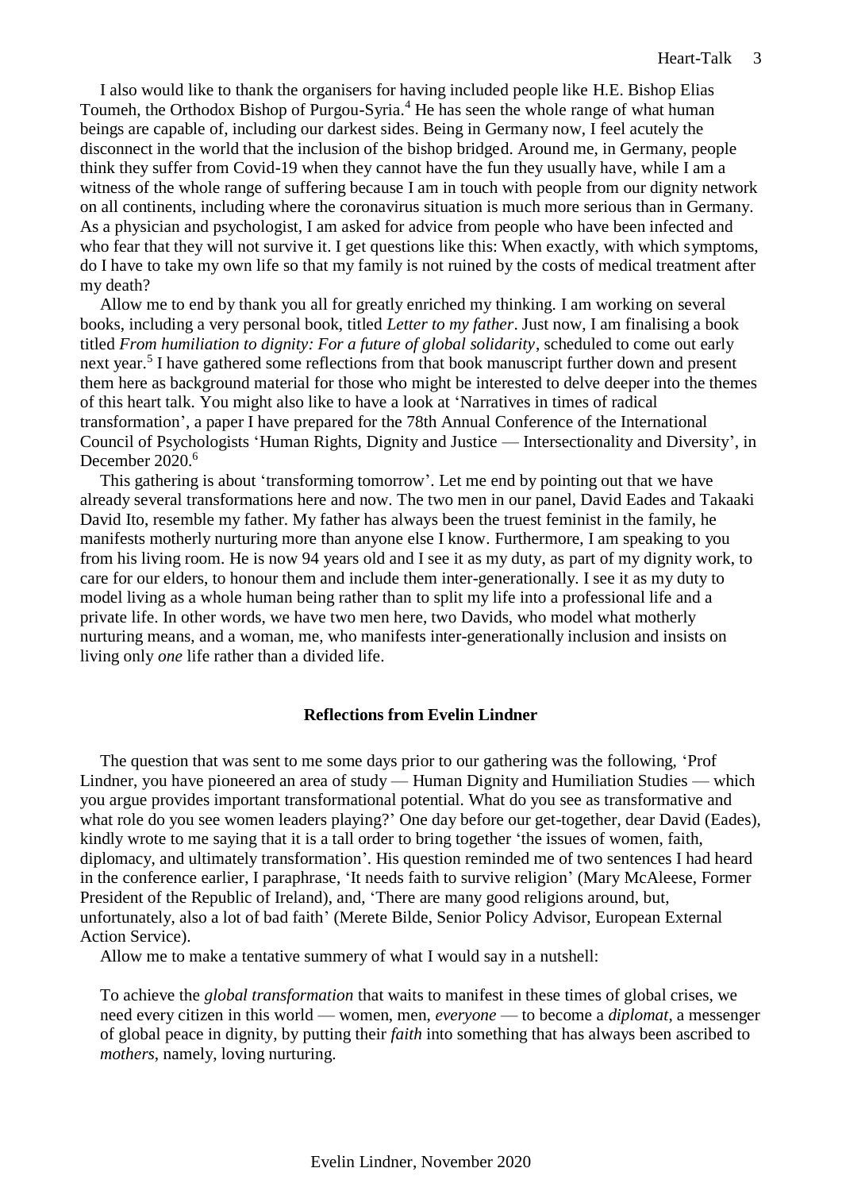I also would like to thank the organisers for having included people like H.E. Bishop Elias Toumeh, the Orthodox Bishop of Purgou-Syria.[4] He has seen the whole range of what human beings are capable of, including our darkest sides. Being in Germany now, I feel acutely the disconnect in the world that the inclusion of the bishop bridged. Around me, in Germany, people think they suffer from Covid-19 when they cannot have the fun they usually have, while I am a witness of the whole range of suffering because I am in touch with people from our dignity network on all continents, including where the coronavirus situation is much more serious than in Germany. As a physician and psychologist, I am asked for advice from people who have been infected and who fear that they will not survive it. I get questions like this: When exactly, with which symptoms, do I have to take my own life so that my family is not ruined by the costs of medical treatment after my death?

Allow me to end by thank you all for greatly enriched my thinking. I am working on several books, including a very personal book, titled *Letter to my father*. Just now, I am finalising a book titled *From humiliation to dignity: For a future of global solidarity*, scheduled to come out early next year.[5] I have gathered some reflections from that book manuscript further down and present them here as background material for those who might be interested to delve deeper into the themes of this heart talk. You might also like to have a look at 'Narratives in times of radical transformation', a paper I have prepared for the 78th Annual Conference of the International Council of Psychologists 'Human Rights, Dignity and Justice — Intersectionality and Diversity', in December 2020.[6]

This gathering is about 'transforming tomorrow'. Let me end by pointing out that we have already several transformations here and now. The two men in our panel, David Eades and Takaaki David Ito, resemble my father. My father has always been the truest feminist in the family, he manifests motherly nurturing more than anyone else I know. Furthermore, I am speaking to you from his living room. He is now 94 years old and I see it as my duty, as part of my dignity work, to care for our elders, to honour them and include them inter-generationally. I see it as my duty to model living as a whole human being rather than to split my life into a professional life and a private life. In other words, we have two men here, two Davids, who model what motherly nurturing means, and a woman, me, who manifests inter-generationally inclusion and insists on living only *one* life rather than a divided life.

## Reflections from Evelin Lindner

The question that was sent to me some days prior to our gathering was the following, 'Prof Lindner, you have pioneered an area of study — Human Dignity and Humiliation Studies — which you argue provides important transformational potential. What do you see as transformative and what role do you see women leaders playing?' One day before our get-together, dear David (Eades), kindly wrote to me saying that it is a tall order to bring together 'the issues of women, faith, diplomacy, and ultimately transformation'. His question reminded me of two sentences I had heard in the conference earlier, I paraphrase, 'It needs faith to survive religion' (Mary McAleese, Former President of the Republic of Ireland), and, 'There are many good religions around, but, unfortunately, also a lot of bad faith' (Merete Bilde, Senior Policy Advisor, European External Action Service).

Allow me to make a tentative summery of what I would say in a nutshell:

> To achieve the *global transformation* that waits to manifest in these times of global crises, we need every citizen in this world — women, men, *everyone* — to become a *diplomat*, a messenger of global peace in dignity, by putting their *faith* into something that has always been ascribed to *mothers*, namely, loving nurturing.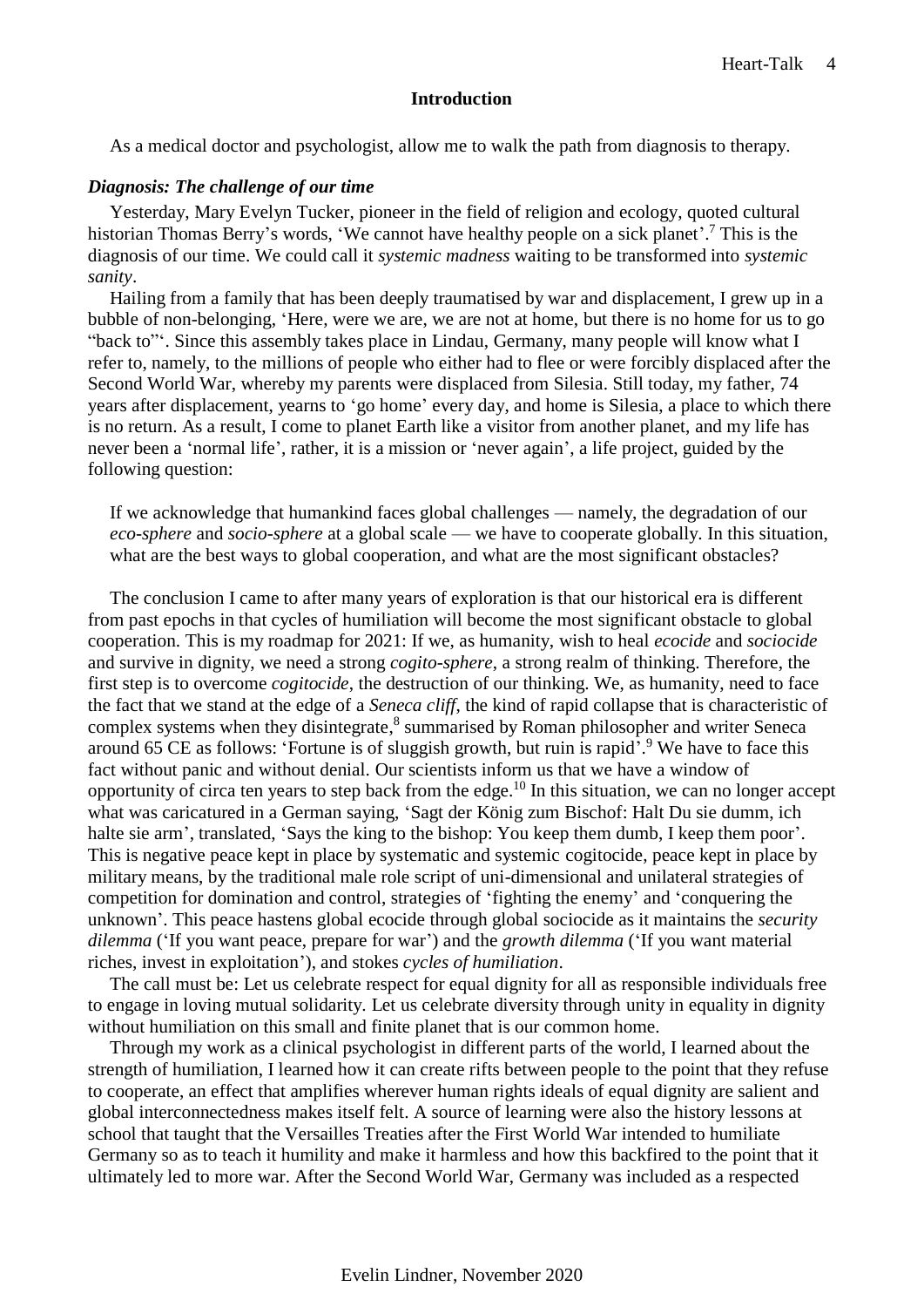## Introduction

As a medical doctor and psychologist, allow me to walk the path from diagnosis to therapy.

### *Diagnosis: The challenge of our time*

Yesterday, Mary Evelyn Tucker, pioneer in the field of religion and ecology, quoted cultural historian Thomas Berry's words, 'We cannot have healthy people on a sick planet'.[7] This is the diagnosis of our time. We could call it *systemic madness* waiting to be transformed into *systemic sanity*.

Hailing from a family that has been deeply traumatised by war and displacement, I grew up in a bubble of non-belonging, 'Here, were we are, we are not at home, but there is no home for us to go "back to"'. Since this assembly takes place in Lindau, Germany, many people will know what I refer to, namely, to the millions of people who either had to flee or were forcibly displaced after the Second World War, whereby my parents were displaced from Silesia. Still today, my father, 74 years after displacement, yearns to 'go home' every day, and home is Silesia, a place to which there is no return. As a result, I come to planet Earth like a visitor from another planet, and my life has never been a 'normal life', rather, it is a mission or 'never again', a life project, guided by the following question:

> If we acknowledge that humankind faces global challenges — namely, the degradation of our *eco-sphere* and *socio-sphere* at a global scale — we have to cooperate globally. In this situation, what are the best ways to global cooperation, and what are the most significant obstacles?

The conclusion I came to after many years of exploration is that our historical era is different from past epochs in that cycles of humiliation will become the most significant obstacle to global cooperation. This is my roadmap for 2021: If we, as humanity, wish to heal *ecocide* and *sociocide* and survive in dignity, we need a strong *cogito-sphere*, a strong realm of thinking. Therefore, the first step is to overcome *cogitocide*, the destruction of our thinking. We, as humanity, need to face the fact that we stand at the edge of a *Seneca cliff*, the kind of rapid collapse that is characteristic of complex systems when they disintegrate,[8] summarised by Roman philosopher and writer Seneca around 65 CE as follows: 'Fortune is of sluggish growth, but ruin is rapid'.[9] We have to face this fact without panic and without denial. Our scientists inform us that we have a window of opportunity of circa ten years to step back from the edge.[10] In this situation, we can no longer accept what was caricatured in a German saying, 'Sagt der König zum Bischof: Halt Du sie dumm, ich halte sie arm', translated, 'Says the king to the bishop: You keep them dumb, I keep them poor'. This is negative peace kept in place by systematic and systemic cogitocide, peace kept in place by military means, by the traditional male role script of uni-dimensional and unilateral strategies of competition for domination and control, strategies of 'fighting the enemy' and 'conquering the unknown'. This peace hastens global ecocide through global sociocide as it maintains the *security dilemma* ('If you want peace, prepare for war') and the *growth dilemma* ('If you want material riches, invest in exploitation'), and stokes *cycles of humiliation*.

The call must be: Let us celebrate respect for equal dignity for all as responsible individuals free to engage in loving mutual solidarity. Let us celebrate diversity through unity in equality in dignity without humiliation on this small and finite planet that is our common home.

Through my work as a clinical psychologist in different parts of the world, I learned about the strength of humiliation, I learned how it can create rifts between people to the point that they refuse to cooperate, an effect that amplifies wherever human rights ideals of equal dignity are salient and global interconnectedness makes itself felt. A source of learning were also the history lessons at school that taught that the Versailles Treaties after the First World War intended to humiliate Germany so as to teach it humility and make it harmless and how this backfired to the point that it ultimately led to more war. After the Second World War, Germany was included as a respected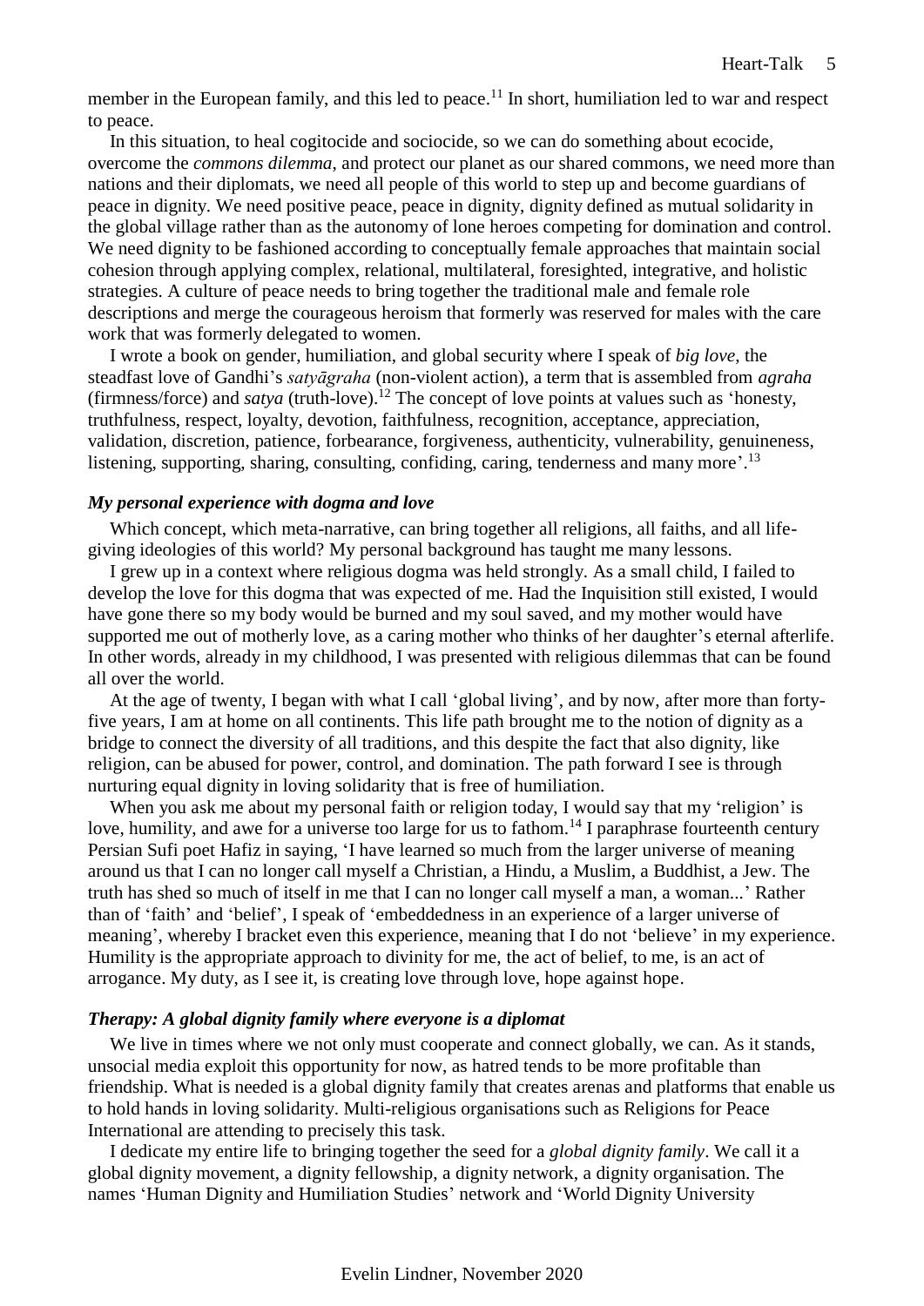member in the European family, and this led to peace.[11] In short, humiliation led to war and respect to peace.

In this situation, to heal cogitocide and sociocide, so we can do something about ecocide, overcome the *commons dilemma*, and protect our planet as our shared commons, we need more than nations and their diplomats, we need all people of this world to step up and become guardians of peace in dignity. We need positive peace, peace in dignity, dignity defined as mutual solidarity in the global village rather than as the autonomy of lone heroes competing for domination and control. We need dignity to be fashioned according to conceptually female approaches that maintain social cohesion through applying complex, relational, multilateral, foresighted, integrative, and holistic strategies. A culture of peace needs to bring together the traditional male and female role descriptions and merge the courageous heroism that formerly was reserved for males with the care work that was formerly delegated to women.

I wrote a book on gender, humiliation, and global security where I speak of *big love*, the steadfast love of Gandhi's *satyāgraha* (non-violent action), a term that is assembled from *agraha* (firmness/force) and *satya* (truth-love).[12] The concept of love points at values such as 'honesty, truthfulness, respect, loyalty, devotion, faithfulness, recognition, acceptance, appreciation, validation, discretion, patience, forbearance, forgiveness, authenticity, vulnerability, genuineness, listening, supporting, sharing, consulting, confiding, caring, tenderness and many more'.[13]

### *My personal experience with dogma and love*

Which concept, which meta-narrative, can bring together all religions, all faiths, and all life-giving ideologies of this world? My personal background has taught me many lessons.

I grew up in a context where religious dogma was held strongly. As a small child, I failed to develop the love for this dogma that was expected of me. Had the Inquisition still existed, I would have gone there so my body would be burned and my soul saved, and my mother would have supported me out of motherly love, as a caring mother who thinks of her daughter's eternal afterlife. In other words, already in my childhood, I was presented with religious dilemmas that can be found all over the world.

At the age of twenty, I began with what I call 'global living', and by now, after more than forty-five years, I am at home on all continents. This life path brought me to the notion of dignity as a bridge to connect the diversity of all traditions, and this despite the fact that also dignity, like religion, can be abused for power, control, and domination. The path forward I see is through nurturing equal dignity in loving solidarity that is free of humiliation.

When you ask me about my personal faith or religion today, I would say that my 'religion' is love, humility, and awe for a universe too large for us to fathom.[14] I paraphrase fourteenth century Persian Sufi poet Hafiz in saying, 'I have learned so much from the larger universe of meaning around us that I can no longer call myself a Christian, a Hindu, a Muslim, a Buddhist, a Jew. The truth has shed so much of itself in me that I can no longer call myself a man, a woman...' Rather than of 'faith' and 'belief', I speak of 'embeddedness in an experience of a larger universe of meaning', whereby I bracket even this experience, meaning that I do not 'believe' in my experience. Humility is the appropriate approach to divinity for me, the act of belief, to me, is an act of arrogance. My duty, as I see it, is creating love through love, hope against hope.

### *Therapy: A global dignity family where everyone is a diplomat*

We live in times where we not only must cooperate and connect globally, we can. As it stands, unsocial media exploit this opportunity for now, as hatred tends to be more profitable than friendship. What is needed is a global dignity family that creates arenas and platforms that enable us to hold hands in loving solidarity. Multi-religious organisations such as Religions for Peace International are attending to precisely this task.

I dedicate my entire life to bringing together the seed for a *global dignity family*. We call it a global dignity movement, a dignity fellowship, a dignity network, a dignity organisation. The names 'Human Dignity and Humiliation Studies' network and 'World Dignity University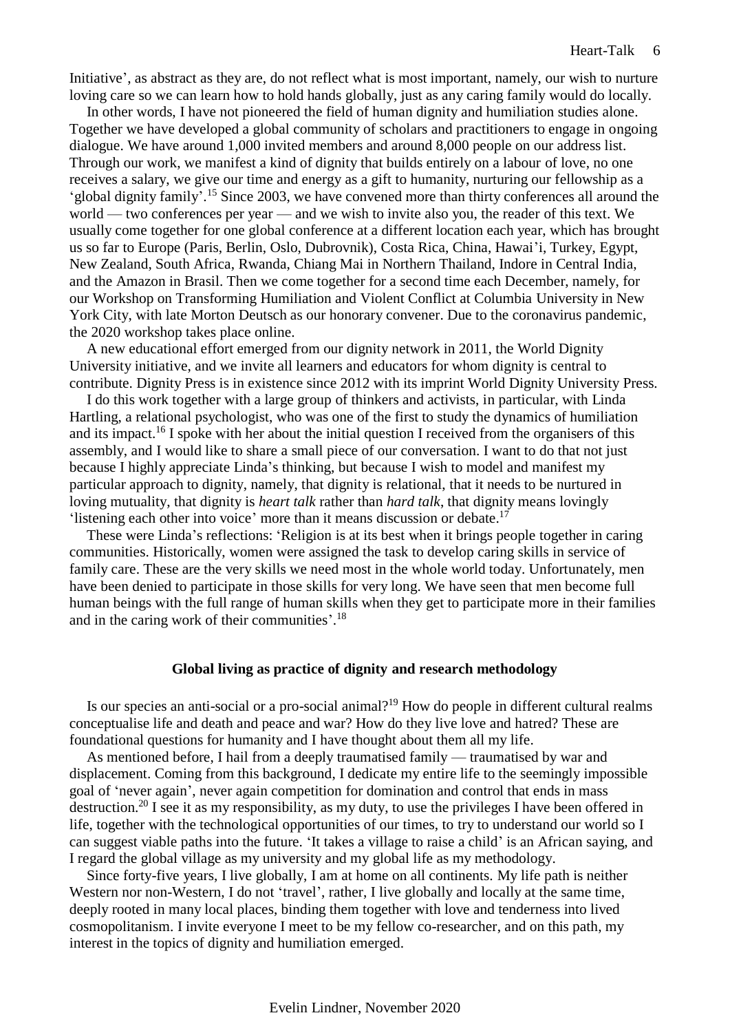Initiative', as abstract as they are, do not reflect what is most important, namely, our wish to nurture loving care so we can learn how to hold hands globally, just as any caring family would do locally.

In other words, I have not pioneered the field of human dignity and humiliation studies alone. Together we have developed a global community of scholars and practitioners to engage in ongoing dialogue. We have around 1,000 invited members and around 8,000 people on our address list. Through our work, we manifest a kind of dignity that builds entirely on a labour of love, no one receives a salary, we give our time and energy as a gift to humanity, nurturing our fellowship as a 'global dignity family'.[15] Since 2003, we have convened more than thirty conferences all around the world — two conferences per year — and we wish to invite also you, the reader of this text. We usually come together for one global conference at a different location each year, which has brought us so far to Europe (Paris, Berlin, Oslo, Dubrovnik), Costa Rica, China, Hawai'i, Turkey, Egypt, New Zealand, South Africa, Rwanda, Chiang Mai in Northern Thailand, Indore in Central India, and the Amazon in Brasil. Then we come together for a second time each December, namely, for our Workshop on Transforming Humiliation and Violent Conflict at Columbia University in New York City, with late Morton Deutsch as our honorary convener. Due to the coronavirus pandemic, the 2020 workshop takes place online.

A new educational effort emerged from our dignity network in 2011, the World Dignity University initiative, and we invite all learners and educators for whom dignity is central to contribute. Dignity Press is in existence since 2012 with its imprint World Dignity University Press.

I do this work together with a large group of thinkers and activists, in particular, with Linda Hartling, a relational psychologist, who was one of the first to study the dynamics of humiliation and its impact.[16] I spoke with her about the initial question I received from the organisers of this assembly, and I would like to share a small piece of our conversation. I want to do that not just because I highly appreciate Linda's thinking, but because I wish to model and manifest my particular approach to dignity, namely, that dignity is relational, that it needs to be nurtured in loving mutuality, that dignity is *heart talk* rather than *hard talk*, that dignity means lovingly 'listening each other into voice' more than it means discussion or debate.[17]

These were Linda's reflections: 'Religion is at its best when it brings people together in caring communities. Historically, women were assigned the task to develop caring skills in service of family care. These are the very skills we need most in the whole world today. Unfortunately, men have been denied to participate in those skills for very long. We have seen that men become full human beings with the full range of human skills when they get to participate more in their families and in the caring work of their communities'.[18]

## Global living as practice of dignity and research methodology

Is our species an anti-social or a pro-social animal?[19] How do people in different cultural realms conceptualise life and death and peace and war? How do they live love and hatred? These are foundational questions for humanity and I have thought about them all my life.

As mentioned before, I hail from a deeply traumatised family — traumatised by war and displacement. Coming from this background, I dedicate my entire life to the seemingly impossible goal of 'never again', never again competition for domination and control that ends in mass destruction.[20] I see it as my responsibility, as my duty, to use the privileges I have been offered in life, together with the technological opportunities of our times, to try to understand our world so I can suggest viable paths into the future. 'It takes a village to raise a child' is an African saying, and I regard the global village as my university and my global life as my methodology.

Since forty-five years, I live globally, I am at home on all continents. My life path is neither Western nor non-Western, I do not 'travel', rather, I live globally and locally at the same time, deeply rooted in many local places, binding them together with love and tenderness into lived cosmopolitanism. I invite everyone I meet to be my fellow co-researcher, and on this path, my interest in the topics of dignity and humiliation emerged.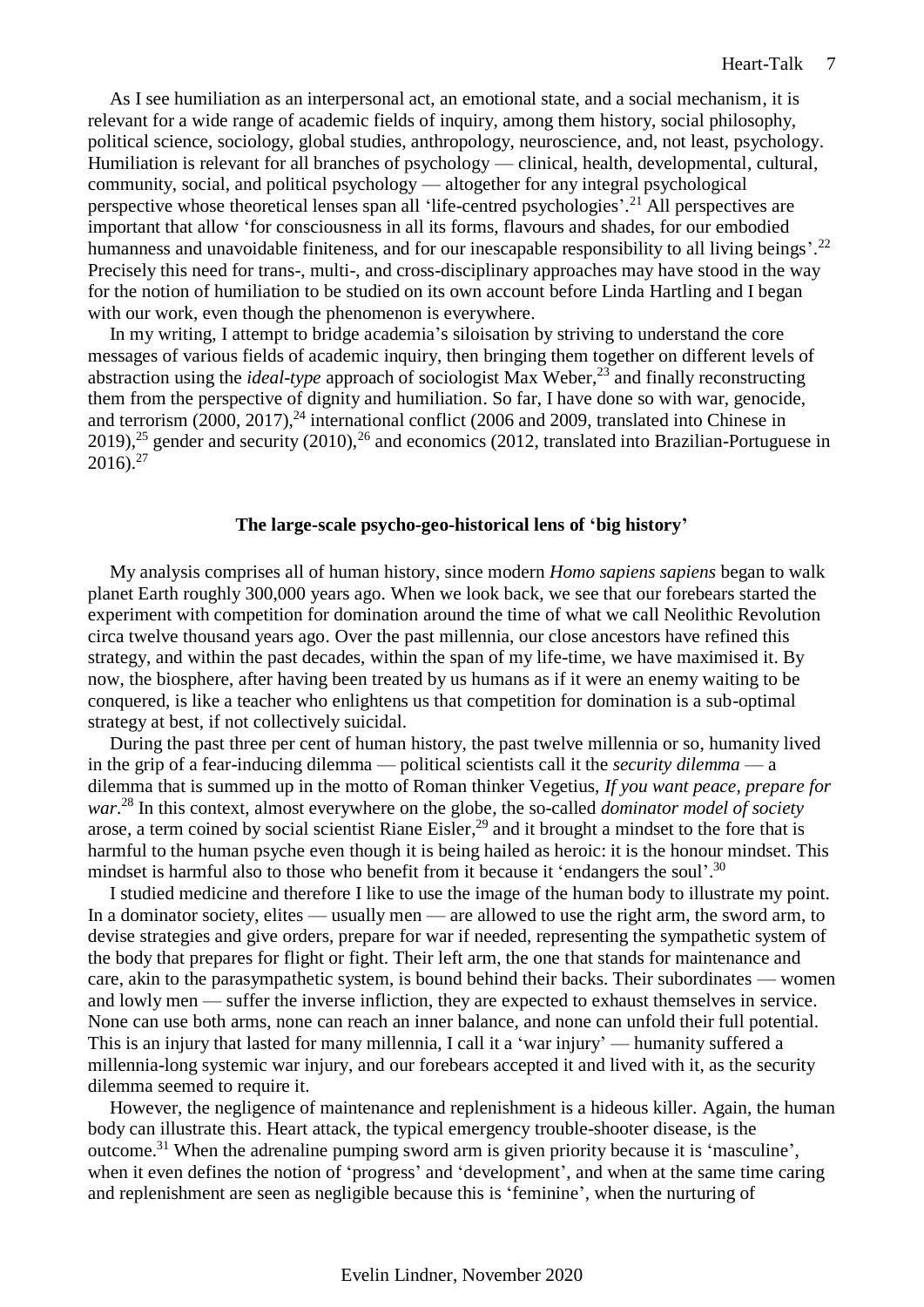As I see humiliation as an interpersonal act, an emotional state, and a social mechanism, it is relevant for a wide range of academic fields of inquiry, among them history, social philosophy, political science, sociology, global studies, anthropology, neuroscience, and, not least, psychology. Humiliation is relevant for all branches of psychology — clinical, health, developmental, cultural, community, social, and political psychology — altogether for any integral psychological perspective whose theoretical lenses span all 'life-centred psychologies'.[21] All perspectives are important that allow 'for consciousness in all its forms, flavours and shades, for our embodied humanness and unavoidable finiteness, and for our inescapable responsibility to all living beings'.[22] Precisely this need for trans-, multi-, and cross-disciplinary approaches may have stood in the way for the notion of humiliation to be studied on its own account before Linda Hartling and I began with our work, even though the phenomenon is everywhere.

In my writing, I attempt to bridge academia's siloisation by striving to understand the core messages of various fields of academic inquiry, then bringing them together on different levels of abstraction using the *ideal-type* approach of sociologist Max Weber,[23] and finally reconstructing them from the perspective of dignity and humiliation. So far, I have done so with war, genocide, and terrorism (2000, 2017),[24] international conflict (2006 and 2009, translated into Chinese in 2019),[25] gender and security (2010),[26] and economics (2012, translated into Brazilian-Portuguese in 2016).[27]

### The large-scale psycho-geo-historical lens of 'big history'

My analysis comprises all of human history, since modern *Homo sapiens sapiens* began to walk planet Earth roughly 300,000 years ago. When we look back, we see that our forebears started the experiment with competition for domination around the time of what we call Neolithic Revolution circa twelve thousand years ago. Over the past millennia, our close ancestors have refined this strategy, and within the past decades, within the span of my life-time, we have maximised it. By now, the biosphere, after having been treated by us humans as if it were an enemy waiting to be conquered, is like a teacher who enlightens us that competition for domination is a sub-optimal strategy at best, if not collectively suicidal.

During the past three per cent of human history, the past twelve millennia or so, humanity lived in the grip of a fear-inducing dilemma — political scientists call it the *security dilemma* — a dilemma that is summed up in the motto of Roman thinker Vegetius, *If you want peace, prepare for war*.[28] In this context, almost everywhere on the globe, the so-called *dominator model of society* arose, a term coined by social scientist Riane Eisler,[29] and it brought a mindset to the fore that is harmful to the human psyche even though it is being hailed as heroic: it is the honour mindset. This mindset is harmful also to those who benefit from it because it 'endangers the soul'.[30]

I studied medicine and therefore I like to use the image of the human body to illustrate my point. In a dominator society, elites — usually men — are allowed to use the right arm, the sword arm, to devise strategies and give orders, prepare for war if needed, representing the sympathetic system of the body that prepares for flight or fight. Their left arm, the one that stands for maintenance and care, akin to the parasympathetic system, is bound behind their backs. Their subordinates — women and lowly men — suffer the inverse infliction, they are expected to exhaust themselves in service. None can use both arms, none can reach an inner balance, and none can unfold their full potential. This is an injury that lasted for many millennia, I call it a 'war injury' — humanity suffered a millennia-long systemic war injury, and our forebears accepted it and lived with it, as the security dilemma seemed to require it.

However, the negligence of maintenance and replenishment is a hideous killer. Again, the human body can illustrate this. Heart attack, the typical emergency trouble-shooter disease, is the outcome.[31] When the adrenaline pumping sword arm is given priority because it is 'masculine', when it even defines the notion of 'progress' and 'development', and when at the same time caring and replenishment are seen as negligible because this is 'feminine', when the nurturing of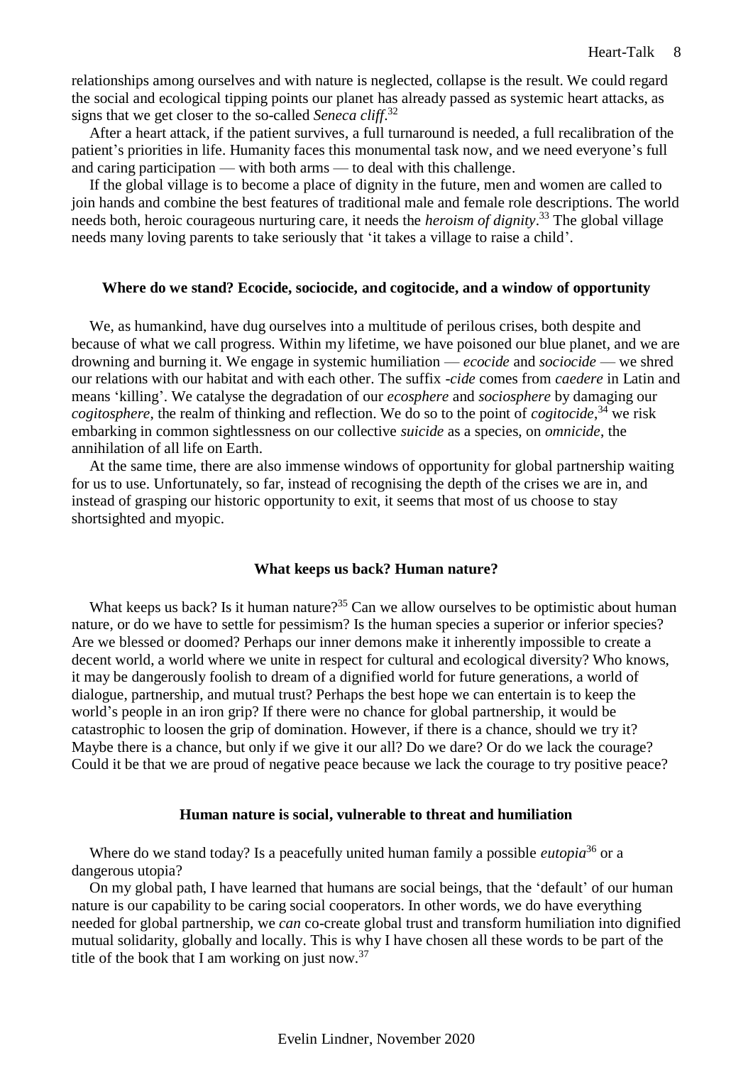relationships among ourselves and with nature is neglected, collapse is the result. We could regard the social and ecological tipping points our planet has already passed as systemic heart attacks, as signs that we get closer to the so-called *Seneca cliff*.[32]

After a heart attack, if the patient survives, a full turnaround is needed, a full recalibration of the patient's priorities in life. Humanity faces this monumental task now, and we need everyone's full and caring participation — with both arms — to deal with this challenge.

If the global village is to become a place of dignity in the future, men and women are called to join hands and combine the best features of traditional male and female role descriptions. The world needs both, heroic courageous nurturing care, it needs the *heroism of dignity*.[33] The global village needs many loving parents to take seriously that 'it takes a village to raise a child'.

### Where do we stand? Ecocide, sociocide, and cogitocide, and a window of opportunity

We, as humankind, have dug ourselves into a multitude of perilous crises, both despite and because of what we call progress. Within my lifetime, we have poisoned our blue planet, and we are drowning and burning it. We engage in systemic humiliation — *ecocide* and *sociocide* — we shred our relations with our habitat and with each other. The suffix *-cide* comes from *caedere* in Latin and means 'killing'. We catalyse the degradation of our *ecosphere* and *sociosphere* by damaging our *cogitosphere*, the realm of thinking and reflection. We do so to the point of *cogitocide*,[34] we risk embarking in common sightlessness on our collective *suicide* as a species, on *omnicide*, the annihilation of all life on Earth.

At the same time, there are also immense windows of opportunity for global partnership waiting for us to use. Unfortunately, so far, instead of recognising the depth of the crises we are in, and instead of grasping our historic opportunity to exit, it seems that most of us choose to stay shortsighted and myopic.

### What keeps us back? Human nature?

What keeps us back? Is it human nature?[35] Can we allow ourselves to be optimistic about human nature, or do we have to settle for pessimism? Is the human species a superior or inferior species? Are we blessed or doomed? Perhaps our inner demons make it inherently impossible to create a decent world, a world where we unite in respect for cultural and ecological diversity? Who knows, it may be dangerously foolish to dream of a dignified world for future generations, a world of dialogue, partnership, and mutual trust? Perhaps the best hope we can entertain is to keep the world's people in an iron grip? If there were no chance for global partnership, it would be catastrophic to loosen the grip of domination. However, if there is a chance, should we try it? Maybe there is a chance, but only if we give it our all? Do we dare? Or do we lack the courage? Could it be that we are proud of negative peace because we lack the courage to try positive peace?

### Human nature is social, vulnerable to threat and humiliation

Where do we stand today? Is a peacefully united human family a possible *eutopia*[36] or a dangerous utopia?

On my global path, I have learned that humans are social beings, that the 'default' of our human nature is our capability to be caring social cooperators. In other words, we do have everything needed for global partnership, we *can* co-create global trust and transform humiliation into dignified mutual solidarity, globally and locally. This is why I have chosen all these words to be part of the title of the book that I am working on just now.[37]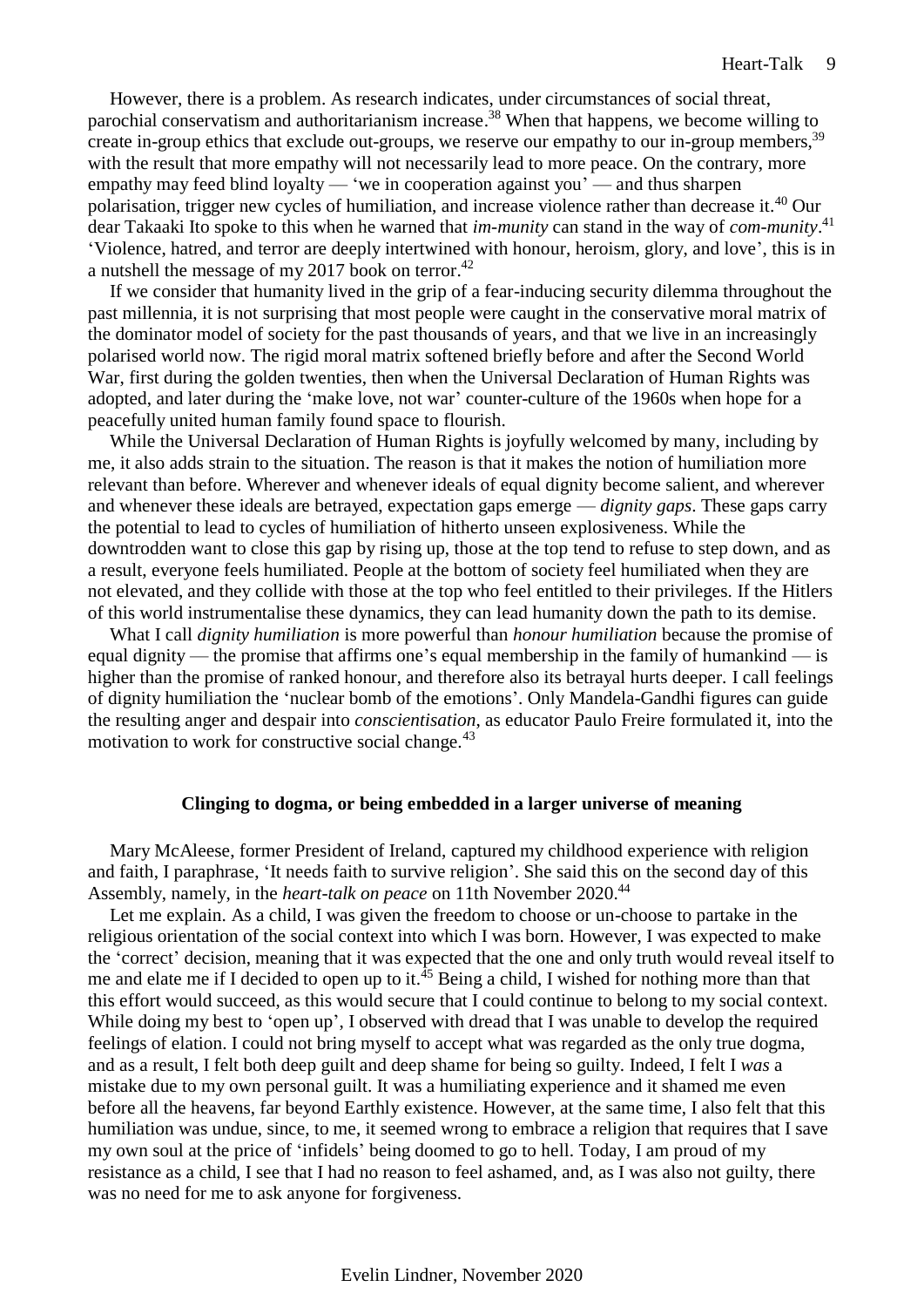However, there is a problem. As research indicates, under circumstances of social threat, parochial conservatism and authoritarianism increase.[38] When that happens, we become willing to create in-group ethics that exclude out-groups, we reserve our empathy to our in-group members,[39] with the result that more empathy will not necessarily lead to more peace. On the contrary, more empathy may feed blind loyalty — 'we in cooperation against you' — and thus sharpen polarisation, trigger new cycles of humiliation, and increase violence rather than decrease it.[40] Our dear Takaaki Ito spoke to this when he warned that *im-munity* can stand in the way of *com-munity*.[41] 'Violence, hatred, and terror are deeply intertwined with honour, heroism, glory, and love', this is in a nutshell the message of my 2017 book on terror.[42]

If we consider that humanity lived in the grip of a fear-inducing security dilemma throughout the past millennia, it is not surprising that most people were caught in the conservative moral matrix of the dominator model of society for the past thousands of years, and that we live in an increasingly polarised world now. The rigid moral matrix softened briefly before and after the Second World War, first during the golden twenties, then when the Universal Declaration of Human Rights was adopted, and later during the 'make love, not war' counter-culture of the 1960s when hope for a peacefully united human family found space to flourish.

While the Universal Declaration of Human Rights is joyfully welcomed by many, including by me, it also adds strain to the situation. The reason is that it makes the notion of humiliation more relevant than before. Wherever and whenever ideals of equal dignity become salient, and wherever and whenever these ideals are betrayed, expectation gaps emerge — *dignity gaps*. These gaps carry the potential to lead to cycles of humiliation of hitherto unseen explosiveness. While the downtrodden want to close this gap by rising up, those at the top tend to refuse to step down, and as a result, everyone feels humiliated. People at the bottom of society feel humiliated when they are not elevated, and they collide with those at the top who feel entitled to their privileges. If the Hitlers of this world instrumentalise these dynamics, they can lead humanity down the path to its demise.

What I call *dignity humiliation* is more powerful than *honour humiliation* because the promise of equal dignity — the promise that affirms one's equal membership in the family of humankind — is higher than the promise of ranked honour, and therefore also its betrayal hurts deeper. I call feelings of dignity humiliation the 'nuclear bomb of the emotions'. Only Mandela-Gandhi figures can guide the resulting anger and despair into *conscientisation*, as educator Paulo Freire formulated it, into the motivation to work for constructive social change.[43]

## Clinging to dogma, or being embedded in a larger universe of meaning

Mary McAleese, former President of Ireland, captured my childhood experience with religion and faith, I paraphrase, 'It needs faith to survive religion'. She said this on the second day of this Assembly, namely, in the *heart-talk on peace* on 11th November 2020.[44]

Let me explain. As a child, I was given the freedom to choose or un-choose to partake in the religious orientation of the social context into which I was born. However, I was expected to make the 'correct' decision, meaning that it was expected that the one and only truth would reveal itself to me and elate me if I decided to open up to it.[45] Being a child, I wished for nothing more than that this effort would succeed, as this would secure that I could continue to belong to my social context. While doing my best to 'open up', I observed with dread that I was unable to develop the required feelings of elation. I could not bring myself to accept what was regarded as the only true dogma, and as a result, I felt both deep guilt and deep shame for being so guilty. Indeed, I felt I *was* a mistake due to my own personal guilt. It was a humiliating experience and it shamed me even before all the heavens, far beyond Earthly existence. However, at the same time, I also felt that this humiliation was undue, since, to me, it seemed wrong to embrace a religion that requires that I save my own soul at the price of 'infidels' being doomed to go to hell. Today, I am proud of my resistance as a child, I see that I had no reason to feel ashamed, and, as I was also not guilty, there was no need for me to ask anyone for forgiveness.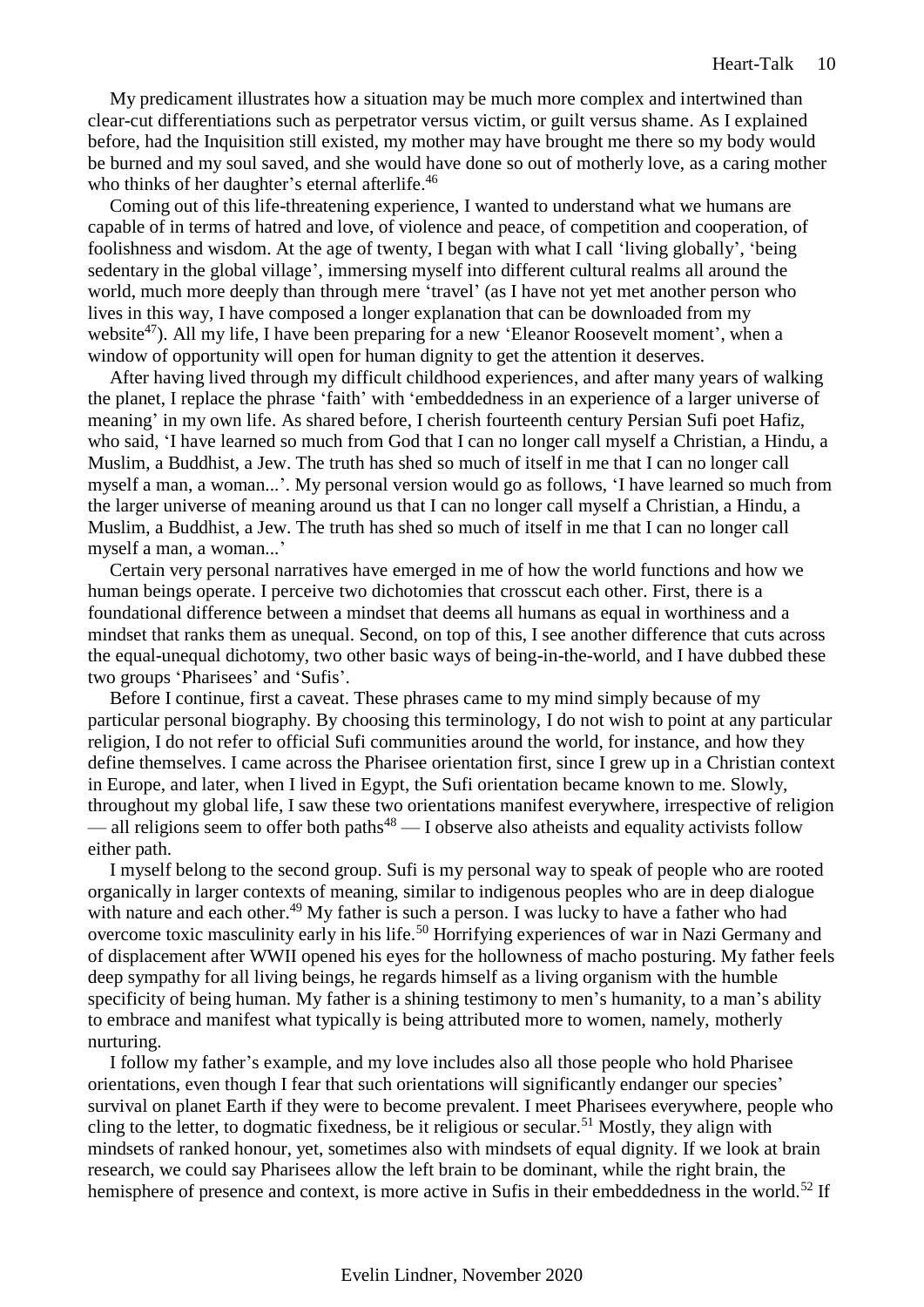My predicament illustrates how a situation may be much more complex and intertwined than clear-cut differentiations such as perpetrator versus victim, or guilt versus shame. As I explained before, had the Inquisition still existed, my mother may have brought me there so my body would be burned and my soul saved, and she would have done so out of motherly love, as a caring mother who thinks of her daughter's eternal afterlife.[46]

Coming out of this life-threatening experience, I wanted to understand what we humans are capable of in terms of hatred and love, of violence and peace, of competition and cooperation, of foolishness and wisdom. At the age of twenty, I began with what I call 'living globally', 'being sedentary in the global village', immersing myself into different cultural realms all around the world, much more deeply than through mere 'travel' (as I have not yet met another person who lives in this way, I have composed a longer explanation that can be downloaded from my website[47]). All my life, I have been preparing for a new 'Eleanor Roosevelt moment', when a window of opportunity will open for human dignity to get the attention it deserves.

After having lived through my difficult childhood experiences, and after many years of walking the planet, I replace the phrase 'faith' with 'embeddedness in an experience of a larger universe of meaning' in my own life. As shared before, I cherish fourteenth century Persian Sufi poet Hafiz, who said, 'I have learned so much from God that I can no longer call myself a Christian, a Hindu, a Muslim, a Buddhist, a Jew. The truth has shed so much of itself in me that I can no longer call myself a man, a woman...'. My personal version would go as follows, 'I have learned so much from the larger universe of meaning around us that I can no longer call myself a Christian, a Hindu, a Muslim, a Buddhist, a Jew. The truth has shed so much of itself in me that I can no longer call myself a man, a woman...'

Certain very personal narratives have emerged in me of how the world functions and how we human beings operate. I perceive two dichotomies that crosscut each other. First, there is a foundational difference between a mindset that deems all humans as equal in worthiness and a mindset that ranks them as unequal. Second, on top of this, I see another difference that cuts across the equal-unequal dichotomy, two other basic ways of being-in-the-world, and I have dubbed these two groups 'Pharisees' and 'Sufis'.

Before I continue, first a caveat. These phrases came to my mind simply because of my particular personal biography. By choosing this terminology, I do not wish to point at any particular religion, I do not refer to official Sufi communities around the world, for instance, and how they define themselves. I came across the Pharisee orientation first, since I grew up in a Christian context in Europe, and later, when I lived in Egypt, the Sufi orientation became known to me. Slowly, throughout my global life, I saw these two orientations manifest everywhere, irrespective of religion — all religions seem to offer both paths[48] — I observe also atheists and equality activists follow either path.

I myself belong to the second group. Sufi is my personal way to speak of people who are rooted organically in larger contexts of meaning, similar to indigenous peoples who are in deep dialogue with nature and each other.[49] My father is such a person. I was lucky to have a father who had overcome toxic masculinity early in his life.[50] Horrifying experiences of war in Nazi Germany and of displacement after WWII opened his eyes for the hollowness of macho posturing. My father feels deep sympathy for all living beings, he regards himself as a living organism with the humble specificity of being human. My father is a shining testimony to men's humanity, to a man's ability to embrace and manifest what typically is being attributed more to women, namely, motherly nurturing.

I follow my father's example, and my love includes also all those people who hold Pharisee orientations, even though I fear that such orientations will significantly endanger our species' survival on planet Earth if they were to become prevalent. I meet Pharisees everywhere, people who cling to the letter, to dogmatic fixedness, be it religious or secular.[51] Mostly, they align with mindsets of ranked honour, yet, sometimes also with mindsets of equal dignity. If we look at brain research, we could say Pharisees allow the left brain to be dominant, while the right brain, the hemisphere of presence and context, is more active in Sufis in their embeddedness in the world.[52] If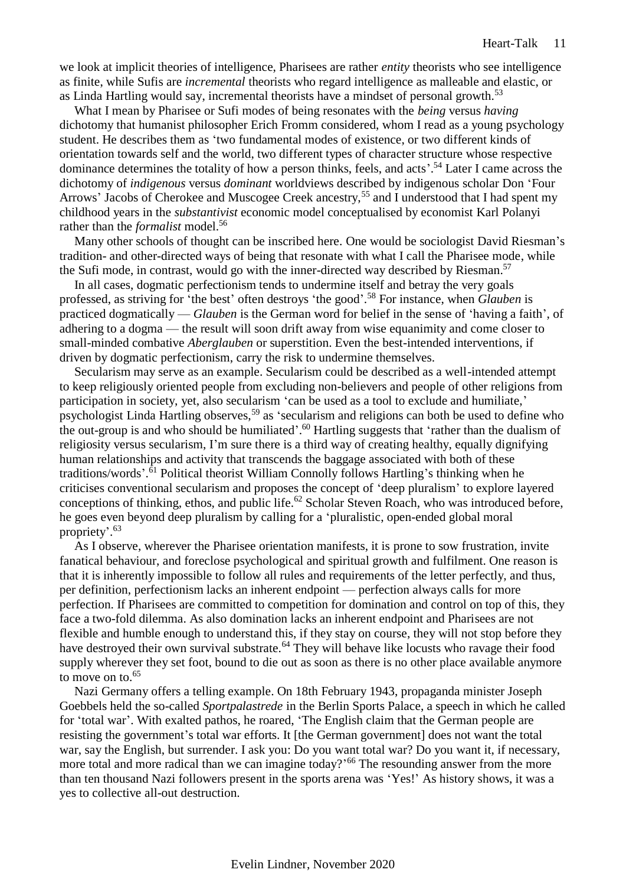we look at implicit theories of intelligence, Pharisees are rather *entity* theorists who see intelligence as finite, while Sufis are *incremental* theorists who regard intelligence as malleable and elastic, or as Linda Hartling would say, incremental theorists have a mindset of personal growth.[53]

What I mean by Pharisee or Sufi modes of being resonates with the *being* versus *having* dichotomy that humanist philosopher Erich Fromm considered, whom I read as a young psychology student. He describes them as 'two fundamental modes of existence, or two different kinds of orientation towards self and the world, two different types of character structure whose respective dominance determines the totality of how a person thinks, feels, and acts'.[54] Later I came across the dichotomy of *indigenous* versus *dominant* worldviews described by indigenous scholar Don 'Four Arrows' Jacobs of Cherokee and Muscogee Creek ancestry,[55] and I understood that I had spent my childhood years in the *substantivist* economic model conceptualised by economist Karl Polanyi rather than the *formalist* model.[56]

Many other schools of thought can be inscribed here. One would be sociologist David Riesman's tradition- and other-directed ways of being that resonate with what I call the Pharisee mode, while the Sufi mode, in contrast, would go with the inner-directed way described by Riesman.[57]

In all cases, dogmatic perfectionism tends to undermine itself and betray the very goals professed, as striving for 'the best' often destroys 'the good'.[58] For instance, when *Glauben* is practiced dogmatically — *Glauben* is the German word for belief in the sense of 'having a faith', of adhering to a dogma — the result will soon drift away from wise equanimity and come closer to small-minded combative *Aberglauben* or superstition. Even the best-intended interventions, if driven by dogmatic perfectionism, carry the risk to undermine themselves.

Secularism may serve as an example. Secularism could be described as a well-intended attempt to keep religiously oriented people from excluding non-believers and people of other religions from participation in society, yet, also secularism 'can be used as a tool to exclude and humiliate,' psychologist Linda Hartling observes,[59] as 'secularism and religions can both be used to define who the out-group is and who should be humiliated'.[60] Hartling suggests that 'rather than the dualism of religiosity versus secularism, I'm sure there is a third way of creating healthy, equally dignifying human relationships and activity that transcends the baggage associated with both of these traditions/words'.[61] Political theorist William Connolly follows Hartling's thinking when he criticises conventional secularism and proposes the concept of 'deep pluralism' to explore layered conceptions of thinking, ethos, and public life.[62] Scholar Steven Roach, who was introduced before, he goes even beyond deep pluralism by calling for a 'pluralistic, open-ended global moral propriety'.[63]

As I observe, wherever the Pharisee orientation manifests, it is prone to sow frustration, invite fanatical behaviour, and foreclose psychological and spiritual growth and fulfilment. One reason is that it is inherently impossible to follow all rules and requirements of the letter perfectly, and thus, per definition, perfectionism lacks an inherent endpoint — perfection always calls for more perfection. If Pharisees are committed to competition for domination and control on top of this, they face a two-fold dilemma. As also domination lacks an inherent endpoint and Pharisees are not flexible and humble enough to understand this, if they stay on course, they will not stop before they have destroyed their own survival substrate.[64] They will behave like locusts who ravage their food supply wherever they set foot, bound to die out as soon as there is no other place available anymore to move on to.[65]

Nazi Germany offers a telling example. On 18th February 1943, propaganda minister Joseph Goebbels held the so-called *Sportpalastrede* in the Berlin Sports Palace, a speech in which he called for 'total war'. With exalted pathos, he roared, 'The English claim that the German people are resisting the government's total war efforts. It [the German government] does not want the total war, say the English, but surrender. I ask you: Do you want total war? Do you want it, if necessary, more total and more radical than we can imagine today?'[66] The resounding answer from the more than ten thousand Nazi followers present in the sports arena was 'Yes!' As history shows, it was a yes to collective all-out destruction.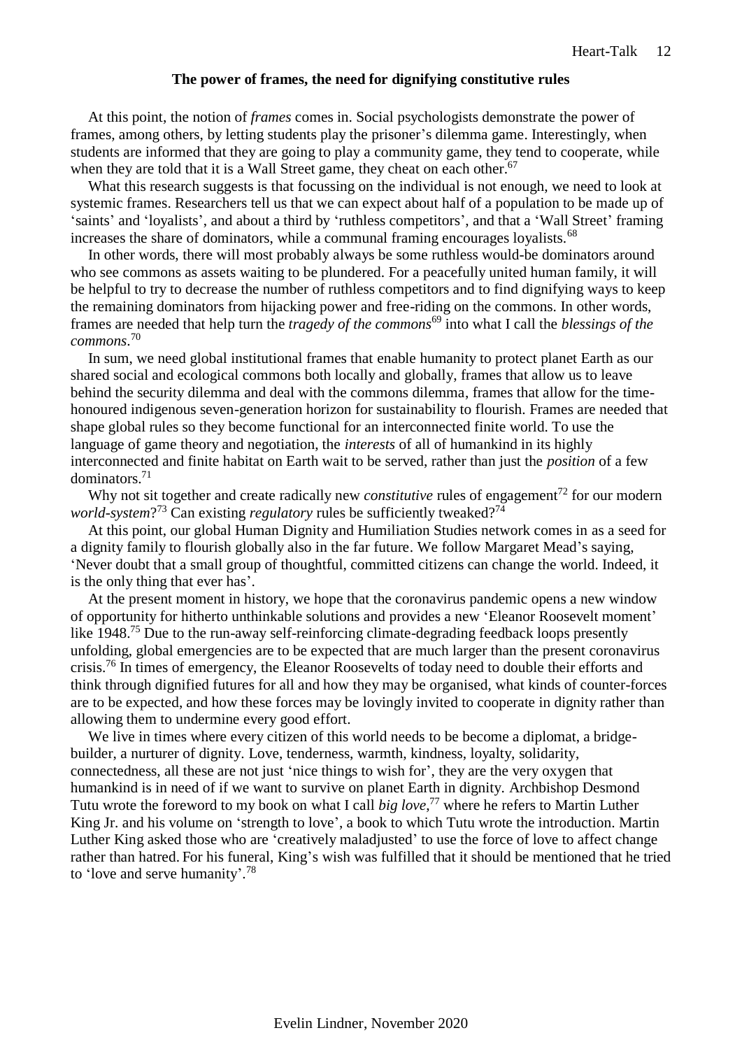**The power of frames, the need for dignifying constitutive rules**

At this point, the notion of *frames* comes in. Social psychologists demonstrate the power of frames, among others, by letting students play the prisoner's dilemma game. Interestingly, when students are informed that they are going to play a community game, they tend to cooperate, while when they are told that it is a Wall Street game, they cheat on each other.[67]

What this research suggests is that focussing on the individual is not enough, we need to look at systemic frames. Researchers tell us that we can expect about half of a population to be made up of 'saints' and 'loyalists', and about a third by 'ruthless competitors', and that a 'Wall Street' framing increases the share of dominators, while a communal framing encourages loyalists.[68]

In other words, there will most probably always be some ruthless would-be dominators around who see commons as assets waiting to be plundered. For a peacefully united human family, it will be helpful to try to decrease the number of ruthless competitors and to find dignifying ways to keep the remaining dominators from hijacking power and free-riding on the commons. In other words, frames are needed that help turn the *tragedy of the commons*[69] into what I call the *blessings of the commons*.[70]

In sum, we need global institutional frames that enable humanity to protect planet Earth as our shared social and ecological commons both locally and globally, frames that allow us to leave behind the security dilemma and deal with the commons dilemma, frames that allow for the time-honoured indigenous seven-generation horizon for sustainability to flourish. Frames are needed that shape global rules so they become functional for an interconnected finite world. To use the language of game theory and negotiation, the *interests* of all of humankind in its highly interconnected and finite habitat on Earth wait to be served, rather than just the *position* of a few dominators.[71]

Why not sit together and create radically new *constitutive* rules of engagement[72] for our modern *world-system*?[73] Can existing *regulatory* rules be sufficiently tweaked?[74]

At this point, our global Human Dignity and Humiliation Studies network comes in as a seed for a dignity family to flourish globally also in the far future. We follow Margaret Mead's saying, 'Never doubt that a small group of thoughtful, committed citizens can change the world. Indeed, it is the only thing that ever has'.

At the present moment in history, we hope that the coronavirus pandemic opens a new window of opportunity for hitherto unthinkable solutions and provides a new 'Eleanor Roosevelt moment' like 1948.[75] Due to the run-away self-reinforcing climate-degrading feedback loops presently unfolding, global emergencies are to be expected that are much larger than the present coronavirus crisis.[76] In times of emergency, the Eleanor Roosevelts of today need to double their efforts and think through dignified futures for all and how they may be organised, what kinds of counter-forces are to be expected, and how these forces may be lovingly invited to cooperate in dignity rather than allowing them to undermine every good effort.

We live in times where every citizen of this world needs to be become a diplomat, a bridge-builder, a nurturer of dignity. Love, tenderness, warmth, kindness, loyalty, solidarity, connectedness, all these are not just 'nice things to wish for', they are the very oxygen that humankind is in need of if we want to survive on planet Earth in dignity. Archbishop Desmond Tutu wrote the foreword to my book on what I call *big love*,[77] where he refers to Martin Luther King Jr. and his volume on 'strength to love', a book to which Tutu wrote the introduction. Martin Luther King asked those who are 'creatively maladjusted' to use the force of love to affect change rather than hatred. For his funeral, King's wish was fulfilled that it should be mentioned that he tried to 'love and serve humanity'.[78]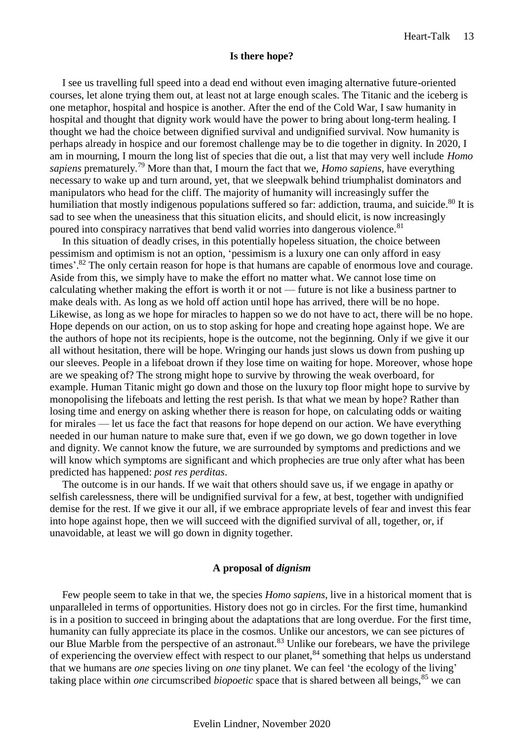## Is there hope?

I see us travelling full speed into a dead end without even imaging alternative future-oriented courses, let alone trying them out, at least not at large enough scales. The Titanic and the iceberg is one metaphor, hospital and hospice is another. After the end of the Cold War, I saw humanity in hospital and thought that dignity work would have the power to bring about long-term healing. I thought we had the choice between dignified survival and undignified survival. Now humanity is perhaps already in hospice and our foremost challenge may be to die together in dignity. In 2020, I am in mourning, I mourn the long list of species that die out, a list that may very well include *Homo sapiens* prematurely.[79] More than that, I mourn the fact that we, *Homo sapiens*, have everything necessary to wake up and turn around, yet, that we sleepwalk behind triumphalist dominators and manipulators who head for the cliff. The majority of humanity will increasingly suffer the humiliation that mostly indigenous populations suffered so far: addiction, trauma, and suicide.[80] It is sad to see when the uneasiness that this situation elicits, and should elicit, is now increasingly poured into conspiracy narratives that bend valid worries into dangerous violence.[81]

In this situation of deadly crises, in this potentially hopeless situation, the choice between pessimism and optimism is not an option, 'pessimism is a luxury one can only afford in easy times'.[82] The only certain reason for hope is that humans are capable of enormous love and courage. Aside from this, we simply have to make the effort no matter what. We cannot lose time on calculating whether making the effort is worth it or not — future is not like a business partner to make deals with. As long as we hold off action until hope has arrived, there will be no hope. Likewise, as long as we hope for miracles to happen so we do not have to act, there will be no hope. Hope depends on our action, on us to stop asking for hope and creating hope against hope. We are the authors of hope not its recipients, hope is the outcome, not the beginning. Only if we give it our all without hesitation, there will be hope. Wringing our hands just slows us down from pushing up our sleeves. People in a lifeboat drown if they lose time on waiting for hope. Moreover, whose hope are we speaking of? The strong might hope to survive by throwing the weak overboard, for example. Human Titanic might go down and those on the luxury top floor might hope to survive by monopolising the lifeboats and letting the rest perish. Is that what we mean by hope? Rather than losing time and energy on asking whether there is reason for hope, on calculating odds or waiting for mirales — let us face the fact that reasons for hope depend on our action. We have everything needed in our human nature to make sure that, even if we go down, we go down together in love and dignity. We cannot know the future, we are surrounded by symptoms and predictions and we will know which symptoms are significant and which prophecies are true only after what has been predicted has happened: *post res perditas*.

The outcome is in our hands. If we wait that others should save us, if we engage in apathy or selfish carelessness, there will be undignified survival for a few, at best, together with undignified demise for the rest. If we give it our all, if we embrace appropriate levels of fear and invest this fear into hope against hope, then we will succeed with the dignified survival of all, together, or, if unavoidable, at least we will go down in dignity together.

## A proposal of *dignism*

Few people seem to take in that we, the species *Homo sapiens*, live in a historical moment that is unparalleled in terms of opportunities. History does not go in circles. For the first time, humankind is in a position to succeed in bringing about the adaptations that are long overdue. For the first time, humanity can fully appreciate its place in the cosmos. Unlike our ancestors, we can see pictures of our Blue Marble from the perspective of an astronaut.[83] Unlike our forebears, we have the privilege of experiencing the overview effect with respect to our planet,[84] something that helps us understand that we humans are *one* species living on *one* tiny planet. We can feel 'the ecology of the living' taking place within *one* circumscribed *biopoetic* space that is shared between all beings,[85] we can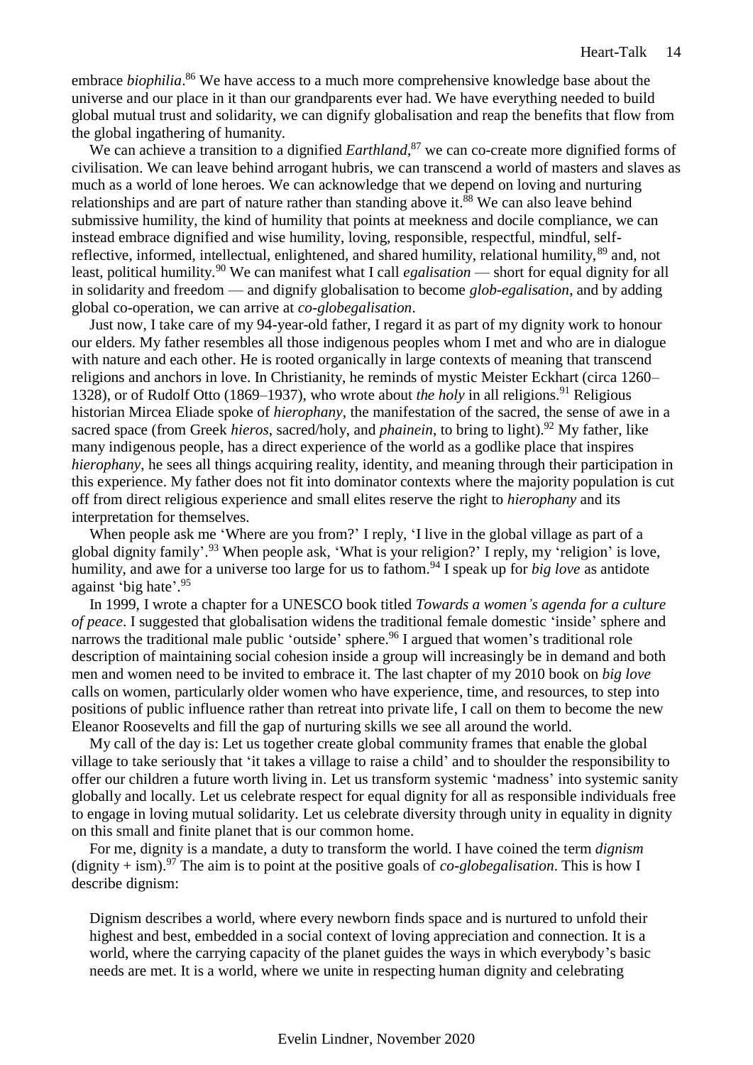embrace *biophilia*.[86] We have access to a much more comprehensive knowledge base about the universe and our place in it than our grandparents ever had. We have everything needed to build global mutual trust and solidarity, we can dignify globalisation and reap the benefits that flow from the global ingathering of humanity.

We can achieve a transition to a dignified *Earthland*,[87] we can co-create more dignified forms of civilisation. We can leave behind arrogant hubris, we can transcend a world of masters and slaves as much as a world of lone heroes. We can acknowledge that we depend on loving and nurturing relationships and are part of nature rather than standing above it.[88] We can also leave behind submissive humility, the kind of humility that points at meekness and docile compliance, we can instead embrace dignified and wise humility, loving, responsible, respectful, mindful, self-reflective, informed, intellectual, enlightened, and shared humility, relational humility,[89] and, not least, political humility.[90] We can manifest what I call *egalisation* — short for equal dignity for all in solidarity and freedom — and dignify globalisation to become *glob-egalisation*, and by adding global co-operation, we can arrive at *co-globegalisation*.

Just now, I take care of my 94-year-old father, I regard it as part of my dignity work to honour our elders. My father resembles all those indigenous peoples whom I met and who are in dialogue with nature and each other. He is rooted organically in large contexts of meaning that transcend religions and anchors in love. In Christianity, he reminds of mystic Meister Eckhart (circa 1260–1328), or of Rudolf Otto (1869–1937), who wrote about *the holy* in all religions.[91] Religious historian Mircea Eliade spoke of *hierophany*, the manifestation of the sacred, the sense of awe in a sacred space (from Greek *hieros*, sacred/holy, and *phainein*, to bring to light).[92] My father, like many indigenous people, has a direct experience of the world as a godlike place that inspires *hierophany*, he sees all things acquiring reality, identity, and meaning through their participation in this experience. My father does not fit into dominator contexts where the majority population is cut off from direct religious experience and small elites reserve the right to *hierophany* and its interpretation for themselves.

When people ask me 'Where are you from?' I reply, 'I live in the global village as part of a global dignity family'.[93] When people ask, 'What is your religion?' I reply, my 'religion' is love, humility, and awe for a universe too large for us to fathom.[94] I speak up for *big love* as antidote against 'big hate'.[95]

In 1999, I wrote a chapter for a UNESCO book titled *Towards a women's agenda for a culture of peace*. I suggested that globalisation widens the traditional female domestic 'inside' sphere and narrows the traditional male public 'outside' sphere.[96] I argued that women's traditional role description of maintaining social cohesion inside a group will increasingly be in demand and both men and women need to be invited to embrace it. The last chapter of my 2010 book on *big love* calls on women, particularly older women who have experience, time, and resources, to step into positions of public influence rather than retreat into private life, I call on them to become the new Eleanor Roosevelts and fill the gap of nurturing skills we see all around the world.

My call of the day is: Let us together create global community frames that enable the global village to take seriously that 'it takes a village to raise a child' and to shoulder the responsibility to offer our children a future worth living in. Let us transform systemic 'madness' into systemic sanity globally and locally. Let us celebrate respect for equal dignity for all as responsible individuals free to engage in loving mutual solidarity. Let us celebrate diversity through unity in equality in dignity on this small and finite planet that is our common home.

For me, dignity is a mandate, a duty to transform the world. I have coined the term *dignism* (dignity + ism).[97] The aim is to point at the positive goals of *co-globegalisation*. This is how I describe dignism:

> Dignism describes a world, where every newborn finds space and is nurtured to unfold their highest and best, embedded in a social context of loving appreciation and connection. It is a world, where the carrying capacity of the planet guides the ways in which everybody's basic needs are met. It is a world, where we unite in respecting human dignity and celebrating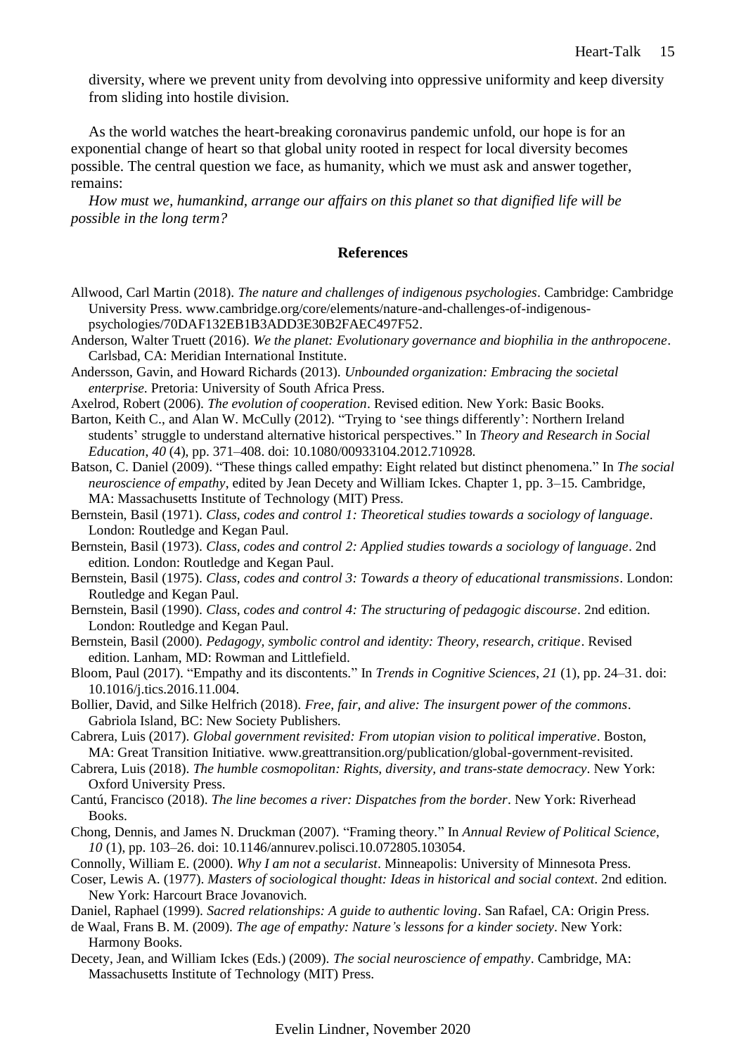diversity, where we prevent unity from devolving into oppressive uniformity and keep diversity from sliding into hostile division.

As the world watches the heart-breaking coronavirus pandemic unfold, our hope is for an exponential change of heart so that global unity rooted in respect for local diversity becomes possible. The central question we face, as humanity, which we must ask and answer together, remains:

*How must we, humankind, arrange our affairs on this planet so that dignified life will be possible in the long term?*

## References

Allwood, Carl Martin (2018). *The nature and challenges of indigenous psychologies*. Cambridge: Cambridge University Press. www.cambridge.org/core/elements/nature-and-challenges-of-indigenous-psychologies/70DAF132EB1B3ADD3E30B2FAEC497F52.

Anderson, Walter Truett (2016). *We the planet: Evolutionary governance and biophilia in the anthropocene*. Carlsbad, CA: Meridian International Institute.

Andersson, Gavin, and Howard Richards (2013). *Unbounded organization: Embracing the societal enterprise*. Pretoria: University of South Africa Press.

Axelrod, Robert (2006). *The evolution of cooperation*. Revised edition. New York: Basic Books.

Barton, Keith C., and Alan W. McCully (2012). "Trying to 'see things differently': Northern Ireland students' struggle to understand alternative historical perspectives." In *Theory and Research in Social Education*, *40* (4), pp. 371–408. doi: 10.1080/00933104.2012.710928.

Batson, C. Daniel (2009). "These things called empathy: Eight related but distinct phenomena." In *The social neuroscience of empathy*, edited by Jean Decety and William Ickes. Chapter 1, pp. 3–15. Cambridge, MA: Massachusetts Institute of Technology (MIT) Press.

Bernstein, Basil (1971). *Class, codes and control 1: Theoretical studies towards a sociology of language*. London: Routledge and Kegan Paul.

Bernstein, Basil (1973). *Class, codes and control 2: Applied studies towards a sociology of language*. 2nd edition. London: Routledge and Kegan Paul.

Bernstein, Basil (1975). *Class, codes and control 3: Towards a theory of educational transmissions*. London: Routledge and Kegan Paul.

Bernstein, Basil (1990). *Class, codes and control 4: The structuring of pedagogic discourse*. 2nd edition. London: Routledge and Kegan Paul.

Bernstein, Basil (2000). *Pedagogy, symbolic control and identity: Theory, research, critique*. Revised edition. Lanham, MD: Rowman and Littlefield.

Bloom, Paul (2017). "Empathy and its discontents." In *Trends in Cognitive Sciences*, *21* (1), pp. 24–31. doi: 10.1016/j.tics.2016.11.004.

Bollier, David, and Silke Helfrich (2018). *Free, fair, and alive: The insurgent power of the commons*. Gabriola Island, BC: New Society Publishers.

Cabrera, Luis (2017). *Global government revisited: From utopian vision to political imperative*. Boston, MA: Great Transition Initiative. www.greattransition.org/publication/global-government-revisited.

Cabrera, Luis (2018). *The humble cosmopolitan: Rights, diversity, and trans-state democracy*. New York: Oxford University Press.

Cantú, Francisco (2018). *The line becomes a river: Dispatches from the border*. New York: Riverhead Books.

Chong, Dennis, and James N. Druckman (2007). "Framing theory." In *Annual Review of Political Science*, *10* (1), pp. 103–26. doi: 10.1146/annurev.polisci.10.072805.103054.

Connolly, William E. (2000). *Why I am not a secularist*. Minneapolis: University of Minnesota Press.

Coser, Lewis A. (1977). *Masters of sociological thought: Ideas in historical and social context*. 2nd edition. New York: Harcourt Brace Jovanovich.

Daniel, Raphael (1999). *Sacred relationships: A guide to authentic loving*. San Rafael, CA: Origin Press.

de Waal, Frans B. M. (2009). *The age of empathy: Nature's lessons for a kinder society*. New York: Harmony Books.

Decety, Jean, and William Ickes (Eds.) (2009). *The social neuroscience of empathy*. Cambridge, MA: Massachusetts Institute of Technology (MIT) Press.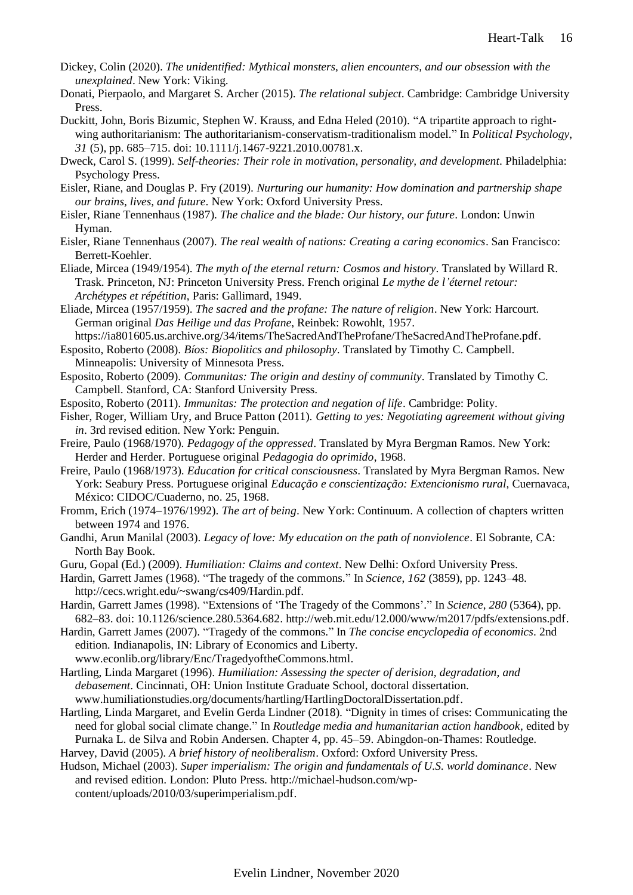Dickey, Colin (2020). *The unidentified: Mythical monsters, alien encounters, and our obsession with the unexplained*. New York: Viking.

Donati, Pierpaolo, and Margaret S. Archer (2015). *The relational subject*. Cambridge: Cambridge University Press.

Duckitt, John, Boris Bizumic, Stephen W. Krauss, and Edna Heled (2010). "A tripartite approach to right-wing authoritarianism: The authoritarianism-conservatism-traditionalism model." In *Political Psychology*, *31* (5), pp. 685–715. doi: 10.1111/j.1467-9221.2010.00781.x.

Dweck, Carol S. (1999). *Self-theories: Their role in motivation, personality, and development*. Philadelphia: Psychology Press.

Eisler, Riane, and Douglas P. Fry (2019). *Nurturing our humanity: How domination and partnership shape our brains, lives, and future*. New York: Oxford University Press.

Eisler, Riane Tennenhaus (1987). *The chalice and the blade: Our history, our future*. London: Unwin Hyman.

Eisler, Riane Tennenhaus (2007). *The real wealth of nations: Creating a caring economics*. San Francisco: Berrett-Koehler.

Eliade, Mircea (1949/1954). *The myth of the eternal return: Cosmos and history*. Translated by Willard R. Trask. Princeton, NJ: Princeton University Press. French original *Le mythe de l'éternel retour: Archétypes et répétition*, Paris: Gallimard, 1949.

Eliade, Mircea (1957/1959). *The sacred and the profane: The nature of religion*. New York: Harcourt. German original *Das Heilige und das Profane*, Reinbek: Rowohlt, 1957. https://ia801605.us.archive.org/34/items/TheSacredAndTheProfane/TheSacredAndTheProfane.pdf.

Esposito, Roberto (2008). *Bíos: Biopolitics and philosophy*. Translated by Timothy C. Campbell. Minneapolis: University of Minnesota Press.

Esposito, Roberto (2009). *Communitas: The origin and destiny of community*. Translated by Timothy C. Campbell. Stanford, CA: Stanford University Press.

Esposito, Roberto (2011). *Immunitas: The protection and negation of life*. Cambridge: Polity.

Fisher, Roger, William Ury, and Bruce Patton (2011). *Getting to yes: Negotiating agreement without giving in*. 3rd revised edition. New York: Penguin.

Freire, Paulo (1968/1970). *Pedagogy of the oppressed*. Translated by Myra Bergman Ramos. New York: Herder and Herder. Portuguese original *Pedagogia do oprimido*, 1968.

Freire, Paulo (1968/1973). *Education for critical consciousness*. Translated by Myra Bergman Ramos. New York: Seabury Press. Portuguese original *Educação e conscientização: Extencionismo rural*, Cuernavaca, México: CIDOC/Cuaderno, no. 25, 1968.

Fromm, Erich (1974–1976/1992). *The art of being*. New York: Continuum. A collection of chapters written between 1974 and 1976.

Gandhi, Arun Manilal (2003). *Legacy of love: My education on the path of nonviolence*. El Sobrante, CA: North Bay Book.

Guru, Gopal (Ed.) (2009). *Humiliation: Claims and context*. New Delhi: Oxford University Press.

Hardin, Garrett James (1968). "The tragedy of the commons." In *Science*, *162* (3859), pp. 1243–48. http://cecs.wright.edu/~swang/cs409/Hardin.pdf.

Hardin, Garrett James (1998). "Extensions of 'The Tragedy of the Commons'." In *Science*, *280* (5364), pp. 682–83. doi: 10.1126/science.280.5364.682. http://web.mit.edu/12.000/www/m2017/pdfs/extensions.pdf.

Hardin, Garrett James (2007). "Tragedy of the commons." In *The concise encyclopedia of economics*. 2nd edition. Indianapolis, IN: Library of Economics and Liberty. www.econlib.org/library/Enc/TragedyoftheCommons.html.

Hartling, Linda Margaret (1996). *Humiliation: Assessing the specter of derision, degradation, and debasement*. Cincinnati, OH: Union Institute Graduate School, doctoral dissertation. www.humiliationstudies.org/documents/hartling/HartlingDoctoralDissertation.pdf.

Hartling, Linda Margaret, and Evelin Gerda Lindner (2018). "Dignity in times of crises: Communicating the need for global social climate change." In *Routledge media and humanitarian action handbook*, edited by Purnaka L. de Silva and Robin Andersen. Chapter 4, pp. 45–59. Abingdon-on-Thames: Routledge.

Harvey, David (2005). *A brief history of neoliberalism*. Oxford: Oxford University Press.

Hudson, Michael (2003). *Super imperialism: The origin and fundamentals of U.S. world dominance*. New and revised edition. London: Pluto Press. http://michael-hudson.com/wp-content/uploads/2010/03/superimperialism.pdf.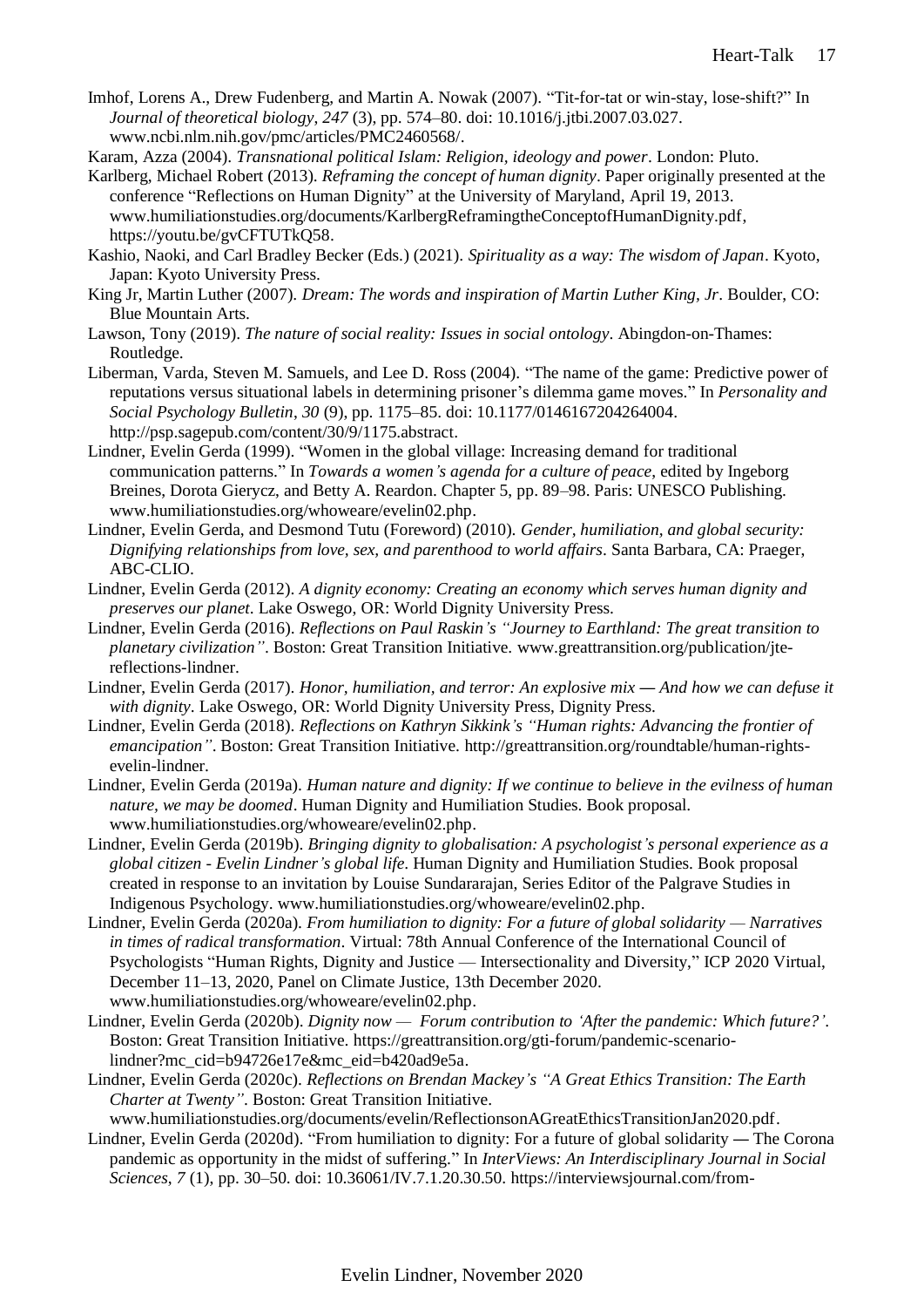Imhof, Lorens A., Drew Fudenberg, and Martin A. Nowak (2007). "Tit-for-tat or win-stay, lose-shift?" In *Journal of theoretical biology*, *247* (3), pp. 574–80. doi: 10.1016/j.jtbi.2007.03.027. www.ncbi.nlm.nih.gov/pmc/articles/PMC2460568/.

Karam, Azza (2004). *Transnational political Islam: Religion, ideology and power*. London: Pluto.

Karlberg, Michael Robert (2013). *Reframing the concept of human dignity*. Paper originally presented at the conference "Reflections on Human Dignity" at the University of Maryland, April 19, 2013. www.humiliationstudies.org/documents/KarlbergReframingtheConceptofHumanDignity.pdf, https://youtu.be/gvCFTUTkQ58.

Kashio, Naoki, and Carl Bradley Becker (Eds.) (2021). *Spirituality as a way: The wisdom of Japan*. Kyoto, Japan: Kyoto University Press.

King Jr, Martin Luther (2007). *Dream: The words and inspiration of Martin Luther King, Jr*. Boulder, CO: Blue Mountain Arts.

Lawson, Tony (2019). *The nature of social reality: Issues in social ontology*. Abingdon-on-Thames: Routledge.

Liberman, Varda, Steven M. Samuels, and Lee D. Ross (2004). "The name of the game: Predictive power of reputations versus situational labels in determining prisoner's dilemma game moves." In *Personality and Social Psychology Bulletin*, *30* (9), pp. 1175–85. doi: 10.1177/0146167204264004. http://psp.sagepub.com/content/30/9/1175.abstract.

Lindner, Evelin Gerda (1999). "Women in the global village: Increasing demand for traditional communication patterns." In *Towards a women's agenda for a culture of peace*, edited by Ingeborg Breines, Dorota Gierycz, and Betty A. Reardon. Chapter 5, pp. 89–98. Paris: UNESCO Publishing. www.humiliationstudies.org/whoweare/evelin02.php.

Lindner, Evelin Gerda, and Desmond Tutu (Foreword) (2010). *Gender, humiliation, and global security: Dignifying relationships from love, sex, and parenthood to world affairs*. Santa Barbara, CA: Praeger, ABC-CLIO.

Lindner, Evelin Gerda (2012). *A dignity economy: Creating an economy which serves human dignity and preserves our planet*. Lake Oswego, OR: World Dignity University Press.

Lindner, Evelin Gerda (2016). *Reflections on Paul Raskin's "Journey to Earthland: The great transition to planetary civilization"*. Boston: Great Transition Initiative. www.greattransition.org/publication/jte-reflections-lindner.

Lindner, Evelin Gerda (2017). *Honor, humiliation, and terror: An explosive mix — And how we can defuse it with dignity*. Lake Oswego, OR: World Dignity University Press, Dignity Press.

Lindner, Evelin Gerda (2018). *Reflections on Kathryn Sikkink's "Human rights: Advancing the frontier of emancipation"*. Boston: Great Transition Initiative. http://greattransition.org/roundtable/human-rights-evelin-lindner.

Lindner, Evelin Gerda (2019a). *Human nature and dignity: If we continue to believe in the evilness of human nature, we may be doomed*. Human Dignity and Humiliation Studies. Book proposal. www.humiliationstudies.org/whoweare/evelin02.php.

Lindner, Evelin Gerda (2019b). *Bringing dignity to globalisation: A psychologist's personal experience as a global citizen - Evelin Lindner's global life*. Human Dignity and Humiliation Studies. Book proposal created in response to an invitation by Louise Sundararajan, Series Editor of the Palgrave Studies in Indigenous Psychology. www.humiliationstudies.org/whoweare/evelin02.php.

Lindner, Evelin Gerda (2020a). *From humiliation to dignity: For a future of global solidarity — Narratives in times of radical transformation*. Virtual: 78th Annual Conference of the International Council of Psychologists "Human Rights, Dignity and Justice — Intersectionality and Diversity," ICP 2020 Virtual, December 11–13, 2020, Panel on Climate Justice, 13th December 2020. www.humiliationstudies.org/whoweare/evelin02.php.

Lindner, Evelin Gerda (2020b). *Dignity now — Forum contribution to 'After the pandemic: Which future?'*. Boston: Great Transition Initiative. https://greattransition.org/gti-forum/pandemic-scenario-lindner?mc_cid=b94726e17e&mc_eid=b420ad9e5a.

Lindner, Evelin Gerda (2020c). *Reflections on Brendan Mackey's "A Great Ethics Transition: The Earth Charter at Twenty"*. Boston: Great Transition Initiative. www.humiliationstudies.org/documents/evelin/ReflectionsonAGreatEthicsTransitionJan2020.pdf.

Lindner, Evelin Gerda (2020d). "From humiliation to dignity: For a future of global solidarity — The Corona pandemic as opportunity in the midst of suffering." In *InterViews: An Interdisciplinary Journal in Social Sciences*, *7* (1), pp. 30–50. doi: 10.36061/IV.7.1.20.30.50. https://interviewsjournal.com/from-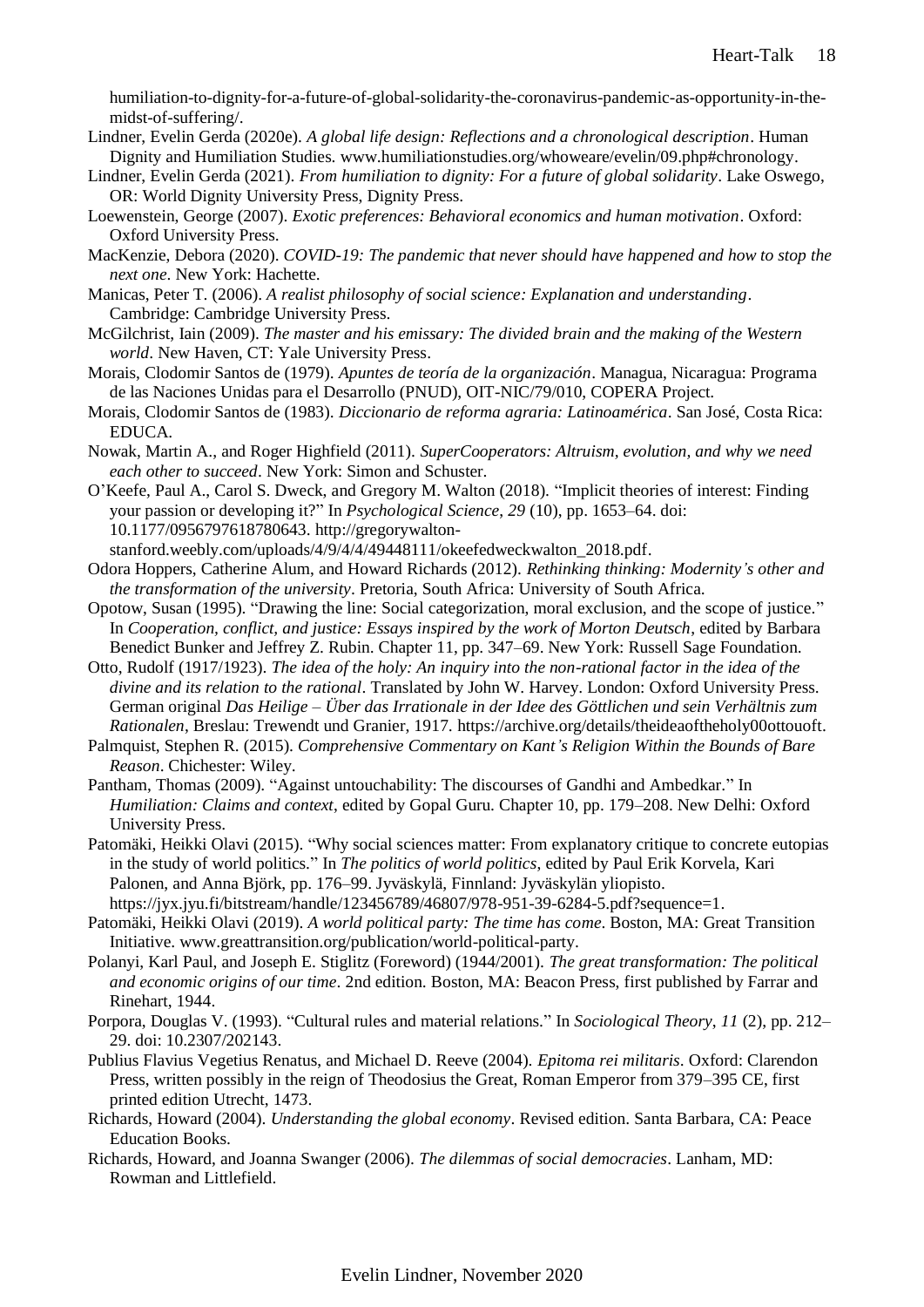humiliation-to-dignity-for-a-future-of-global-solidarity-the-coronavirus-pandemic-as-opportunity-in-the-midst-of-suffering/.

Lindner, Evelin Gerda (2020e). *A global life design: Reflections and a chronological description*. Human Dignity and Humiliation Studies. www.humiliationstudies.org/whoweare/evelin/09.php#chronology.

Lindner, Evelin Gerda (2021). *From humiliation to dignity: For a future of global solidarity*. Lake Oswego, OR: World Dignity University Press, Dignity Press.

Loewenstein, George (2007). *Exotic preferences: Behavioral economics and human motivation*. Oxford: Oxford University Press.

MacKenzie, Debora (2020). *COVID-19: The pandemic that never should have happened and how to stop the next one*. New York: Hachette.

Manicas, Peter T. (2006). *A realist philosophy of social science: Explanation and understanding*. Cambridge: Cambridge University Press.

McGilchrist, Iain (2009). *The master and his emissary: The divided brain and the making of the Western world*. New Haven, CT: Yale University Press.

Morais, Clodomir Santos de (1979). *Apuntes de teoría de la organización*. Managua, Nicaragua: Programa de las Naciones Unidas para el Desarrollo (PNUD), OIT-NIC/79/010, COPERA Project.

Morais, Clodomir Santos de (1983). *Diccionario de reforma agraria: Latinoamérica*. San José, Costa Rica: EDUCA.

Nowak, Martin A., and Roger Highfield (2011). *SuperCooperators: Altruism, evolution, and why we need each other to succeed*. New York: Simon and Schuster.

O'Keefe, Paul A., Carol S. Dweck, and Gregory M. Walton (2018). "Implicit theories of interest: Finding your passion or developing it?" In *Psychological Science*, *29* (10), pp. 1653–64. doi: 10.1177/0956797618780643. http://gregorywalton-stanford.weebly.com/uploads/4/9/4/4/49448111/okeefedweckwalton_2018.pdf.

Odora Hoppers, Catherine Alum, and Howard Richards (2012). *Rethinking thinking: Modernity's other and the transformation of the university*. Pretoria, South Africa: University of South Africa.

Opotow, Susan (1995). "Drawing the line: Social categorization, moral exclusion, and the scope of justice." In *Cooperation, conflict, and justice: Essays inspired by the work of Morton Deutsch*, edited by Barbara Benedict Bunker and Jeffrey Z. Rubin. Chapter 11, pp. 347–69. New York: Russell Sage Foundation.

Otto, Rudolf (1917/1923). *The idea of the holy: An inquiry into the non-rational factor in the idea of the divine and its relation to the rational*. Translated by John W. Harvey. London: Oxford University Press. German original *Das Heilige – Über das Irrationale in der Idee des Göttlichen und sein Verhältnis zum Rationalen*, Breslau: Trewendt und Granier, 1917. https://archive.org/details/theideaoftheholy00ottouoft.

Palmquist, Stephen R. (2015). *Comprehensive Commentary on Kant's Religion Within the Bounds of Bare Reason*. Chichester: Wiley.

Pantham, Thomas (2009). "Against untouchability: The discourses of Gandhi and Ambedkar." In *Humiliation: Claims and context*, edited by Gopal Guru. Chapter 10, pp. 179–208. New Delhi: Oxford University Press.

Patomäki, Heikki Olavi (2015). "Why social sciences matter: From explanatory critique to concrete eutopias in the study of world politics." In *The politics of world politics*, edited by Paul Erik Korvela, Kari Palonen, and Anna Björk, pp. 176–99. Jyväskylä, Finnland: Jyväskylän yliopisto. https://jyx.jyu.fi/bitstream/handle/123456789/46807/978-951-39-6284-5.pdf?sequence=1.

Patomäki, Heikki Olavi (2019). *A world political party: The time has come*. Boston, MA: Great Transition Initiative. www.greattransition.org/publication/world-political-party.

Polanyi, Karl Paul, and Joseph E. Stiglitz (Foreword) (1944/2001). *The great transformation: The political and economic origins of our time*. 2nd edition. Boston, MA: Beacon Press, first published by Farrar and Rinehart, 1944.

Porpora, Douglas V. (1993). "Cultural rules and material relations." In *Sociological Theory*, *11* (2), pp. 212–29. doi: 10.2307/202143.

Publius Flavius Vegetius Renatus, and Michael D. Reeve (2004). *Epitoma rei militaris*. Oxford: Clarendon Press, written possibly in the reign of Theodosius the Great, Roman Emperor from 379–395 CE, first printed edition Utrecht, 1473.

Richards, Howard (2004). *Understanding the global economy*. Revised edition. Santa Barbara, CA: Peace Education Books.

Richards, Howard, and Joanna Swanger (2006). *The dilemmas of social democracies*. Lanham, MD: Rowman and Littlefield.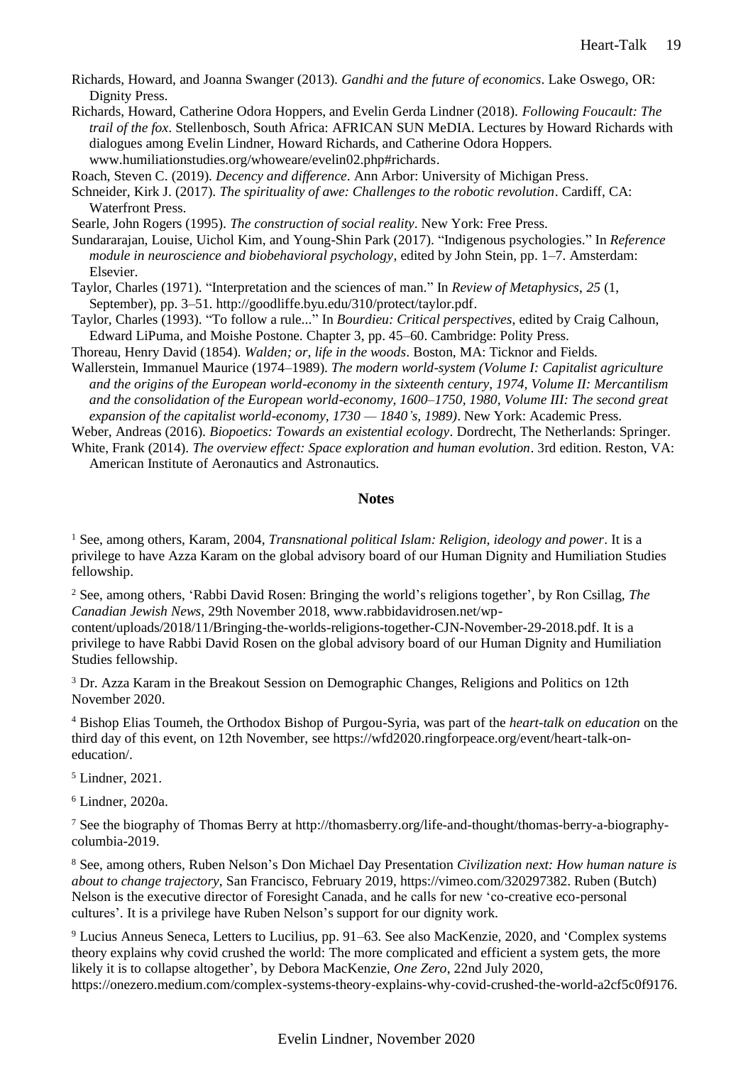Richards, Howard, and Joanna Swanger (2013). *Gandhi and the future of economics*. Lake Oswego, OR: Dignity Press.

Richards, Howard, Catherine Odora Hoppers, and Evelin Gerda Lindner (2018). *Following Foucault: The trail of the fox*. Stellenbosch, South Africa: AFRICAN SUN MeDIA. Lectures by Howard Richards with dialogues among Evelin Lindner, Howard Richards, and Catherine Odora Hoppers. www.humiliationstudies.org/whoweare/evelin02.php#richards.

Roach, Steven C. (2019). *Decency and difference*. Ann Arbor: University of Michigan Press.

Schneider, Kirk J. (2017). *The spirituality of awe: Challenges to the robotic revolution*. Cardiff, CA: Waterfront Press.

Searle, John Rogers (1995). *The construction of social reality*. New York: Free Press.

Sundararajan, Louise, Uichol Kim, and Young-Shin Park (2017). "Indigenous psychologies." In *Reference module in neuroscience and biobehavioral psychology*, edited by John Stein, pp. 1–7. Amsterdam: Elsevier.

Taylor, Charles (1971). "Interpretation and the sciences of man." In *Review of Metaphysics*, *25* (1, September), pp. 3–51. http://goodliffe.byu.edu/310/protect/taylor.pdf.

Taylor, Charles (1993). "To follow a rule..." In *Bourdieu: Critical perspectives*, edited by Craig Calhoun, Edward LiPuma, and Moishe Postone. Chapter 3, pp. 45–60. Cambridge: Polity Press.

Thoreau, Henry David (1854). *Walden; or, life in the woods*. Boston, MA: Ticknor and Fields.

Wallerstein, Immanuel Maurice (1974–1989). *The modern world-system (Volume I: Capitalist agriculture and the origins of the European world-economy in the sixteenth century, 1974, Volume II: Mercantilism and the consolidation of the European world-economy, 1600–1750, 1980, Volume III: The second great expansion of the capitalist world-economy, 1730 — 1840's, 1989)*. New York: Academic Press.

Weber, Andreas (2016). *Biopoetics: Towards an existential ecology*. Dordrecht, The Netherlands: Springer.

White, Frank (2014). *The overview effect: Space exploration and human evolution*. 3rd edition. Reston, VA: American Institute of Aeronautics and Astronautics.

## Notes

[1] See, among others, Karam, 2004, *Transnational political Islam: Religion, ideology and power*. It is a privilege to have Azza Karam on the global advisory board of our Human Dignity and Humiliation Studies fellowship.

[2] See, among others, 'Rabbi David Rosen: Bringing the world's religions together', by Ron Csillag, *The Canadian Jewish News*, 29th November 2018, www.rabbidavidrosen.net/wp-content/uploads/2018/11/Bringing-the-worlds-religions-together-CJN-November-29-2018.pdf. It is a privilege to have Rabbi David Rosen on the global advisory board of our Human Dignity and Humiliation Studies fellowship.

[3] Dr. Azza Karam in the Breakout Session on Demographic Changes, Religions and Politics on 12th November 2020.

[4] Bishop Elias Toumeh, the Orthodox Bishop of Purgou-Syria, was part of the *heart-talk on education* on the third day of this event, on 12th November, see https://wfd2020.ringforpeace.org/event/heart-talk-on-education/.

[5] Lindner, 2021.

[6] Lindner, 2020a.

[7] See the biography of Thomas Berry at http://thomasberry.org/life-and-thought/thomas-berry-a-biography-columbia-2019.

[8] See, among others, Ruben Nelson's Don Michael Day Presentation *Civilization next: How human nature is about to change trajectory*, San Francisco, February 2019, https://vimeo.com/320297382. Ruben (Butch) Nelson is the executive director of Foresight Canada, and he calls for new 'co-creative eco-personal cultures'. It is a privilege have Ruben Nelson's support for our dignity work.

[9] Lucius Anneus Seneca, Letters to Lucilius, pp. 91–63. See also MacKenzie, 2020, and 'Complex systems theory explains why covid crushed the world: The more complicated and efficient a system gets, the more likely it is to collapse altogether', by Debora MacKenzie, *One Zero*, 22nd July 2020, https://onezero.medium.com/complex-systems-theory-explains-why-covid-crushed-the-world-a2cf5c0f9176.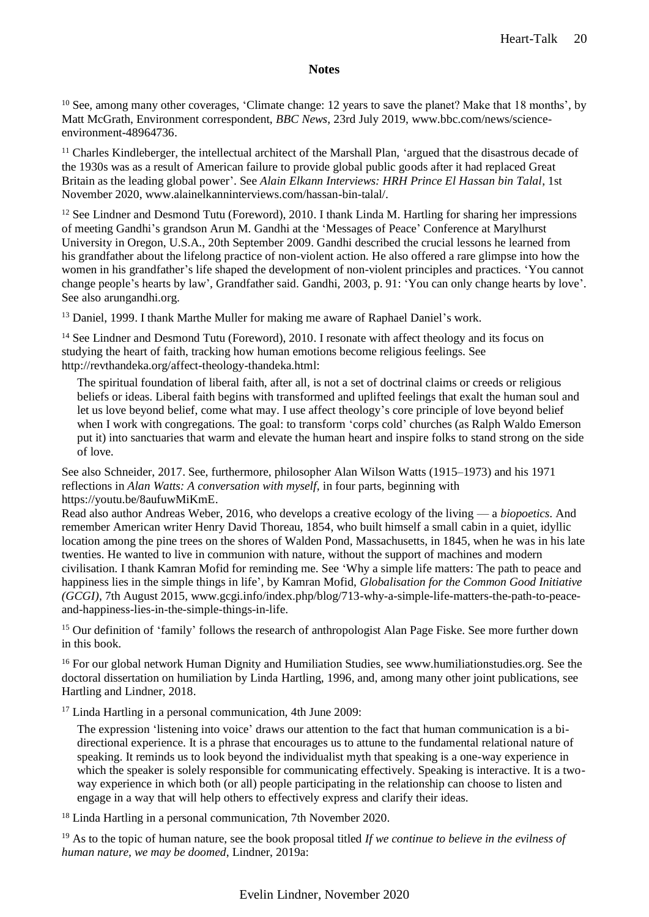## Notes

[10] See, among many other coverages, 'Climate change: 12 years to save the planet? Make that 18 months', by Matt McGrath, Environment correspondent, *BBC News*, 23rd July 2019, www.bbc.com/news/science-environment-48964736.

[11] Charles Kindleberger, the intellectual architect of the Marshall Plan, 'argued that the disastrous decade of the 1930s was as a result of American failure to provide global public goods after it had replaced Great Britain as the leading global power'. See *Alain Elkann Interviews: HRH Prince El Hassan bin Talal*, 1st November 2020, www.alainelkanninterviews.com/hassan-bin-talal/.

[12] See Lindner and Desmond Tutu (Foreword), 2010. I thank Linda M. Hartling for sharing her impressions of meeting Gandhi's grandson Arun M. Gandhi at the 'Messages of Peace' Conference at Marylhurst University in Oregon, U.S.A., 20th September 2009. Gandhi described the crucial lessons he learned from his grandfather about the lifelong practice of non-violent action. He also offered a rare glimpse into how the women in his grandfather's life shaped the development of non-violent principles and practices. 'You cannot change people's hearts by law', Grandfather said. Gandhi, 2003, p. 91: 'You can only change hearts by love'. See also arungandhi.org.

[13] Daniel, 1999. I thank Marthe Muller for making me aware of Raphael Daniel's work.

[14] See Lindner and Desmond Tutu (Foreword), 2010. I resonate with affect theology and its focus on studying the heart of faith, tracking how human emotions become religious feelings. See http://revthandeka.org/affect-theology-thandeka.html:

> The spiritual foundation of liberal faith, after all, is not a set of doctrinal claims or creeds or religious beliefs or ideas. Liberal faith begins with transformed and uplifted feelings that exalt the human soul and let us love beyond belief, come what may. I use affect theology's core principle of love beyond belief when I work with congregations. The goal: to transform 'corps cold' churches (as Ralph Waldo Emerson put it) into sanctuaries that warm and elevate the human heart and inspire folks to stand strong on the side of love.

See also Schneider, 2017. See, furthermore, philosopher Alan Wilson Watts (1915–1973) and his 1971 reflections in *Alan Watts: A conversation with myself*, in four parts, beginning with https://youtu.be/8aufuwMiKmE.
Read also author Andreas Weber, 2016, who develops a creative ecology of the living — a *biopoetics*. And remember American writer Henry David Thoreau, 1854, who built himself a small cabin in a quiet, idyllic location among the pine trees on the shores of Walden Pond, Massachusetts, in 1845, when he was in his late twenties. He wanted to live in communion with nature, without the support of machines and modern civilisation. I thank Kamran Mofid for reminding me. See 'Why a simple life matters: The path to peace and happiness lies in the simple things in life', by Kamran Mofid, *Globalisation for the Common Good Initiative (GCGI)*, 7th August 2015, www.gcgi.info/index.php/blog/713-why-a-simple-life-matters-the-path-to-peace-and-happiness-lies-in-the-simple-things-in-life.

[15] Our definition of 'family' follows the research of anthropologist Alan Page Fiske. See more further down in this book.

[16] For our global network Human Dignity and Humiliation Studies, see www.humiliationstudies.org. See the doctoral dissertation on humiliation by Linda Hartling, 1996, and, among many other joint publications, see Hartling and Lindner, 2018.

[17] Linda Hartling in a personal communication, 4th June 2009:

> The expression 'listening into voice' draws our attention to the fact that human communication is a bi-directional experience. It is a phrase that encourages us to attune to the fundamental relational nature of speaking. It reminds us to look beyond the individualist myth that speaking is a one-way experience in which the speaker is solely responsible for communicating effectively. Speaking is interactive. It is a two-way experience in which both (or all) people participating in the relationship can choose to listen and engage in a way that will help others to effectively express and clarify their ideas.

[18] Linda Hartling in a personal communication, 7th November 2020.

[19] As to the topic of human nature, see the book proposal titled *If we continue to believe in the evilness of human nature, we may be doomed*, Lindner, 2019a: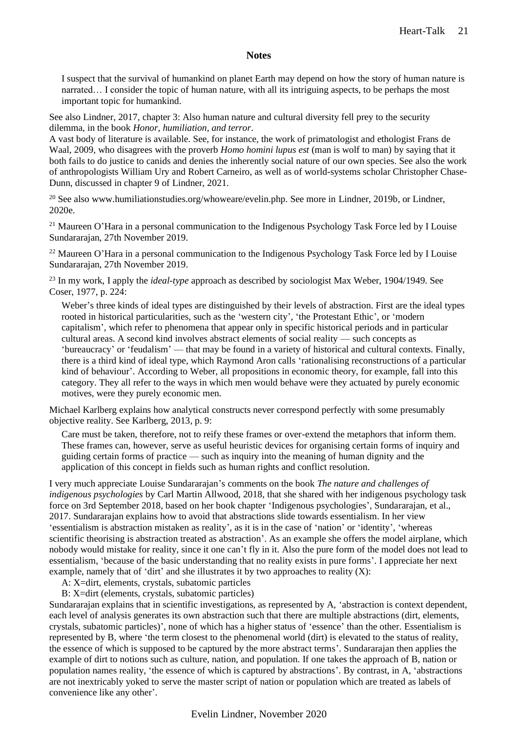## Notes

> I suspect that the survival of humankind on planet Earth may depend on how the story of human nature is narrated… I consider the topic of human nature, with all its intriguing aspects, to be perhaps the most important topic for humankind.

See also Lindner, 2017, chapter 3: Also human nature and cultural diversity fell prey to the security dilemma, in the book *Honor, humiliation, and terror*.

A vast body of literature is available. See, for instance, the work of primatologist and ethologist Frans de Waal, 2009, who disagrees with the proverb *Homo homini lupus est* (man is wolf to man) by saying that it both fails to do justice to canids and denies the inherently social nature of our own species. See also the work of anthropologists William Ury and Robert Carneiro, as well as of world-systems scholar Christopher Chase-Dunn, discussed in chapter 9 of Lindner, 2021.

[20] See also www.humiliationstudies.org/whoweare/evelin.php. See more in Lindner, 2019b, or Lindner, 2020e.

[21] Maureen O'Hara in a personal communication to the Indigenous Psychology Task Force led by I Louise Sundararajan, 27th November 2019.

[22] Maureen O'Hara in a personal communication to the Indigenous Psychology Task Force led by I Louise Sundararajan, 27th November 2019.

[23] In my work, I apply the *ideal-type* approach as described by sociologist Max Weber, 1904/1949. See Coser, 1977, p. 224:

> Weber's three kinds of ideal types are distinguished by their levels of abstraction. First are the ideal types rooted in historical particularities, such as the 'western city', 'the Protestant Ethic', or 'modern capitalism', which refer to phenomena that appear only in specific historical periods and in particular cultural areas. A second kind involves abstract elements of social reality — such concepts as 'bureaucracy' or 'feudalism' — that may be found in a variety of historical and cultural contexts. Finally, there is a third kind of ideal type, which Raymond Aron calls 'rationalising reconstructions of a particular kind of behaviour'. According to Weber, all propositions in economic theory, for example, fall into this category. They all refer to the ways in which men would behave were they actuated by purely economic motives, were they purely economic men.

Michael Karlberg explains how analytical constructs never correspond perfectly with some presumably objective reality. See Karlberg, 2013, p. 9:

> Care must be taken, therefore, not to reify these frames or over-extend the metaphors that inform them. These frames can, however, serve as useful heuristic devices for organising certain forms of inquiry and guiding certain forms of practice — such as inquiry into the meaning of human dignity and the application of this concept in fields such as human rights and conflict resolution.

I very much appreciate Louise Sundararajan's comments on the book *The nature and challenges of indigenous psychologies* by Carl Martin Allwood, 2018, that she shared with her indigenous psychology task force on 3rd September 2018, based on her book chapter 'Indigenous psychologies', Sundararajan, et al., 2017. Sundararajan explains how to avoid that abstractions slide towards essentialism. In her view 'essentialism is abstraction mistaken as reality', as it is in the case of 'nation' or 'identity', 'whereas scientific theorising is abstraction treated as abstraction'. As an example she offers the model airplane, which nobody would mistake for reality, since it one can't fly in it. Also the pure form of the model does not lead to essentialism, 'because of the basic understanding that no reality exists in pure forms'. I appreciate her next example, namely that of 'dirt' and she illustrates it by two approaches to reality (X):

> A: X=dirt, elements, crystals, subatomic particles
>
> B: X=dirt (elements, crystals, subatomic particles)

Sundararajan explains that in scientific investigations, as represented by A, 'abstraction is context dependent, each level of analysis generates its own abstraction such that there are multiple abstractions (dirt, elements, crystals, subatomic particles)', none of which has a higher status of 'essence' than the other. Essentialism is represented by B, where 'the term closest to the phenomenal world (dirt) is elevated to the status of reality, the essence of which is supposed to be captured by the more abstract terms'. Sundararajan then applies the example of dirt to notions such as culture, nation, and population. If one takes the approach of B, nation or population names reality, 'the essence of which is captured by abstractions'. By contrast, in A, 'abstractions are not inextricably yoked to serve the master script of nation or population which are treated as labels of convenience like any other'.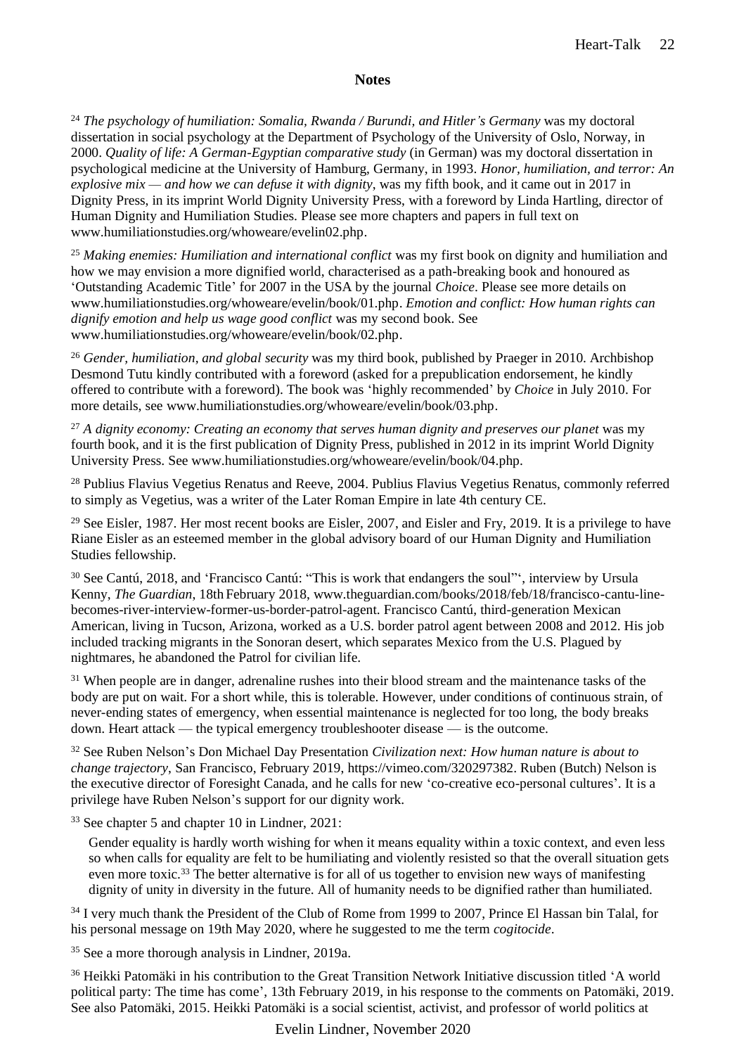## Notes

[24] *The psychology of humiliation: Somalia, Rwanda / Burundi, and Hitler's Germany* was my doctoral dissertation in social psychology at the Department of Psychology of the University of Oslo, Norway, in 2000. *Quality of life: A German-Egyptian comparative study* (in German) was my doctoral dissertation in psychological medicine at the University of Hamburg, Germany, in 1993. *Honor, humiliation, and terror: An explosive mix — and how we can defuse it with dignity*, was my fifth book, and it came out in 2017 in Dignity Press, in its imprint World Dignity University Press, with a foreword by Linda Hartling, director of Human Dignity and Humiliation Studies. Please see more chapters and papers in full text on www.humiliationstudies.org/whoweare/evelin02.php.

[25] *Making enemies: Humiliation and international conflict* was my first book on dignity and humiliation and how we may envision a more dignified world, characterised as a path-breaking book and honoured as 'Outstanding Academic Title' for 2007 in the USA by the journal *Choice*. Please see more details on www.humiliationstudies.org/whoweare/evelin/book/01.php. *Emotion and conflict: How human rights can dignify emotion and help us wage good conflict* was my second book. See www.humiliationstudies.org/whoweare/evelin/book/02.php.

[26] *Gender, humiliation, and global security* was my third book, published by Praeger in 2010. Archbishop Desmond Tutu kindly contributed with a foreword (asked for a prepublication endorsement, he kindly offered to contribute with a foreword). The book was 'highly recommended' by *Choice* in July 2010. For more details, see www.humiliationstudies.org/whoweare/evelin/book/03.php.

[27] *A dignity economy: Creating an economy that serves human dignity and preserves our planet* was my fourth book, and it is the first publication of Dignity Press, published in 2012 in its imprint World Dignity University Press. See www.humiliationstudies.org/whoweare/evelin/book/04.php.

[28] Publius Flavius Vegetius Renatus and Reeve, 2004. Publius Flavius Vegetius Renatus, commonly referred to simply as Vegetius, was a writer of the Later Roman Empire in late 4th century CE.

[29] See Eisler, 1987. Her most recent books are Eisler, 2007, and Eisler and Fry, 2019. It is a privilege to have Riane Eisler as an esteemed member in the global advisory board of our Human Dignity and Humiliation Studies fellowship.

[30] See Cantú, 2018, and 'Francisco Cantú: "This is work that endangers the soul"', interview by Ursula Kenny, *The Guardian*, 18th February 2018, www.theguardian.com/books/2018/feb/18/francisco-cantu-line-becomes-river-interview-former-us-border-patrol-agent. Francisco Cantú, third-generation Mexican American, living in Tucson, Arizona, worked as a U.S. border patrol agent between 2008 and 2012. His job included tracking migrants in the Sonoran desert, which separates Mexico from the U.S. Plagued by nightmares, he abandoned the Patrol for civilian life.

[31] When people are in danger, adrenaline rushes into their blood stream and the maintenance tasks of the body are put on wait. For a short while, this is tolerable. However, under conditions of continuous strain, of never-ending states of emergency, when essential maintenance is neglected for too long, the body breaks down. Heart attack — the typical emergency troubleshooter disease — is the outcome.

[32] See Ruben Nelson's Don Michael Day Presentation *Civilization next: How human nature is about to change trajectory*, San Francisco, February 2019, https://vimeo.com/320297382. Ruben (Butch) Nelson is the executive director of Foresight Canada, and he calls for new 'co-creative eco-personal cultures'. It is a privilege have Ruben Nelson's support for our dignity work.

[33] See chapter 5 and chapter 10 in Lindner, 2021:

> Gender equality is hardly worth wishing for when it means equality within a toxic context, and even less so when calls for equality are felt to be humiliating and violently resisted so that the overall situation gets even more toxic.[33] The better alternative is for all of us together to envision new ways of manifesting dignity of unity in diversity in the future. All of humanity needs to be dignified rather than humiliated.

[34] I very much thank the President of the Club of Rome from 1999 to 2007, Prince El Hassan bin Talal, for his personal message on 19th May 2020, where he suggested to me the term *cogitocide*.

[35] See a more thorough analysis in Lindner, 2019a.

[36] Heikki Patomäki in his contribution to the Great Transition Network Initiative discussion titled 'A world political party: The time has come', 13th February 2019, in his response to the comments on Patomäki, 2019. See also Patomäki, 2015. Heikki Patomäki is a social scientist, activist, and professor of world politics at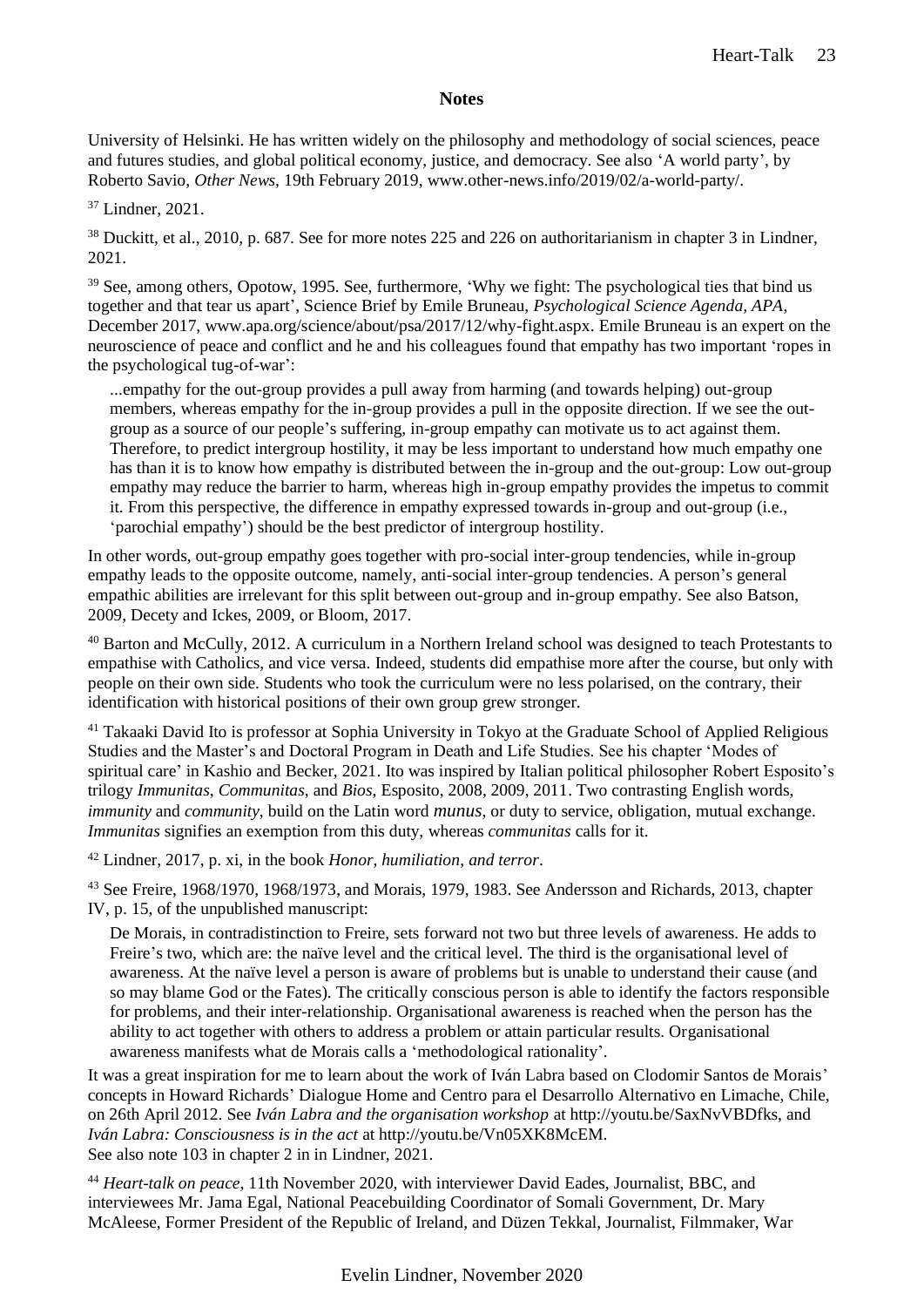## Notes

University of Helsinki. He has written widely on the philosophy and methodology of social sciences, peace and futures studies, and global political economy, justice, and democracy. See also 'A world party', by Roberto Savio, *Other News*, 19th February 2019, www.other-news.info/2019/02/a-world-party/.

[37] Lindner, 2021.

[38] Duckitt, et al., 2010, p. 687. See for more notes 225 and 226 on authoritarianism in chapter 3 in Lindner, 2021.

[39] See, among others, Opotow, 1995. See, furthermore, 'Why we fight: The psychological ties that bind us together and that tear us apart', Science Brief by Emile Bruneau, *Psychological Science Agenda, APA*, December 2017, www.apa.org/science/about/psa/2017/12/why-fight.aspx. Emile Bruneau is an expert on the neuroscience of peace and conflict and he and his colleagues found that empathy has two important 'ropes in the psychological tug-of-war':

> ...empathy for the out-group provides a pull away from harming (and towards helping) out-group members, whereas empathy for the in-group provides a pull in the opposite direction. If we see the out-group as a source of our people's suffering, in-group empathy can motivate us to act against them. Therefore, to predict intergroup hostility, it may be less important to understand how much empathy one has than it is to know how empathy is distributed between the in-group and the out-group: Low out-group empathy may reduce the barrier to harm, whereas high in-group empathy provides the impetus to commit it. From this perspective, the difference in empathy expressed towards in-group and out-group (i.e., 'parochial empathy') should be the best predictor of intergroup hostility.

In other words, out-group empathy goes together with pro-social inter-group tendencies, while in-group empathy leads to the opposite outcome, namely, anti-social inter-group tendencies. A person's general empathic abilities are irrelevant for this split between out-group and in-group empathy. See also Batson, 2009, Decety and Ickes, 2009, or Bloom, 2017.

[40] Barton and McCully, 2012. A curriculum in a Northern Ireland school was designed to teach Protestants to empathise with Catholics, and vice versa. Indeed, students did empathise more after the course, but only with people on their own side. Students who took the curriculum were no less polarised, on the contrary, their identification with historical positions of their own group grew stronger.

[41] Takaaki David Ito is professor at Sophia University in Tokyo at the Graduate School of Applied Religious Studies and the Master's and Doctoral Program in Death and Life Studies. See his chapter 'Modes of spiritual care' in Kashio and Becker, 2021. Ito was inspired by Italian political philosopher Robert Esposito's trilogy *Immunitas*, *Communitas*, and *Bios*, Esposito, 2008, 2009, 2011. Two contrasting English words, *immunity* and *community*, build on the Latin word *munus*, or duty to service, obligation, mutual exchange. *Immunitas* signifies an exemption from this duty, whereas *communitas* calls for it.

[42] Lindner, 2017, p. xi, in the book *Honor, humiliation, and terror*.

[43] See Freire, 1968/1970, 1968/1973, and Morais, 1979, 1983. See Andersson and Richards, 2013, chapter IV, p. 15, of the unpublished manuscript:

> De Morais, in contradistinction to Freire, sets forward not two but three levels of awareness. He adds to Freire's two, which are: the naïve level and the critical level. The third is the organisational level of awareness. At the naïve level a person is aware of problems but is unable to understand their cause (and so may blame God or the Fates). The critically conscious person is able to identify the factors responsible for problems, and their inter-relationship. Organisational awareness is reached when the person has the ability to act together with others to address a problem or attain particular results. Organisational awareness manifests what de Morais calls a 'methodological rationality'.

It was a great inspiration for me to learn about the work of Iván Labra based on Clodomir Santos de Morais' concepts in Howard Richards' Dialogue Home and Centro para el Desarrollo Alternativo en Limache, Chile, on 26th April 2012. See *Iván Labra and the organisation workshop* at http://youtu.be/SaxNvVBDfks, and *Iván Labra: Consciousness is in the act* at http://youtu.be/Vn05XK8McEM.
See also note 103 in chapter 2 in in Lindner, 2021.

[44] *Heart-talk on peace*, 11th November 2020, with interviewer David Eades, Journalist, BBC, and interviewees Mr. Jama Egal, National Peacebuilding Coordinator of Somali Government, Dr. Mary McAleese, Former President of the Republic of Ireland, and Düzen Tekkal, Journalist, Filmmaker, War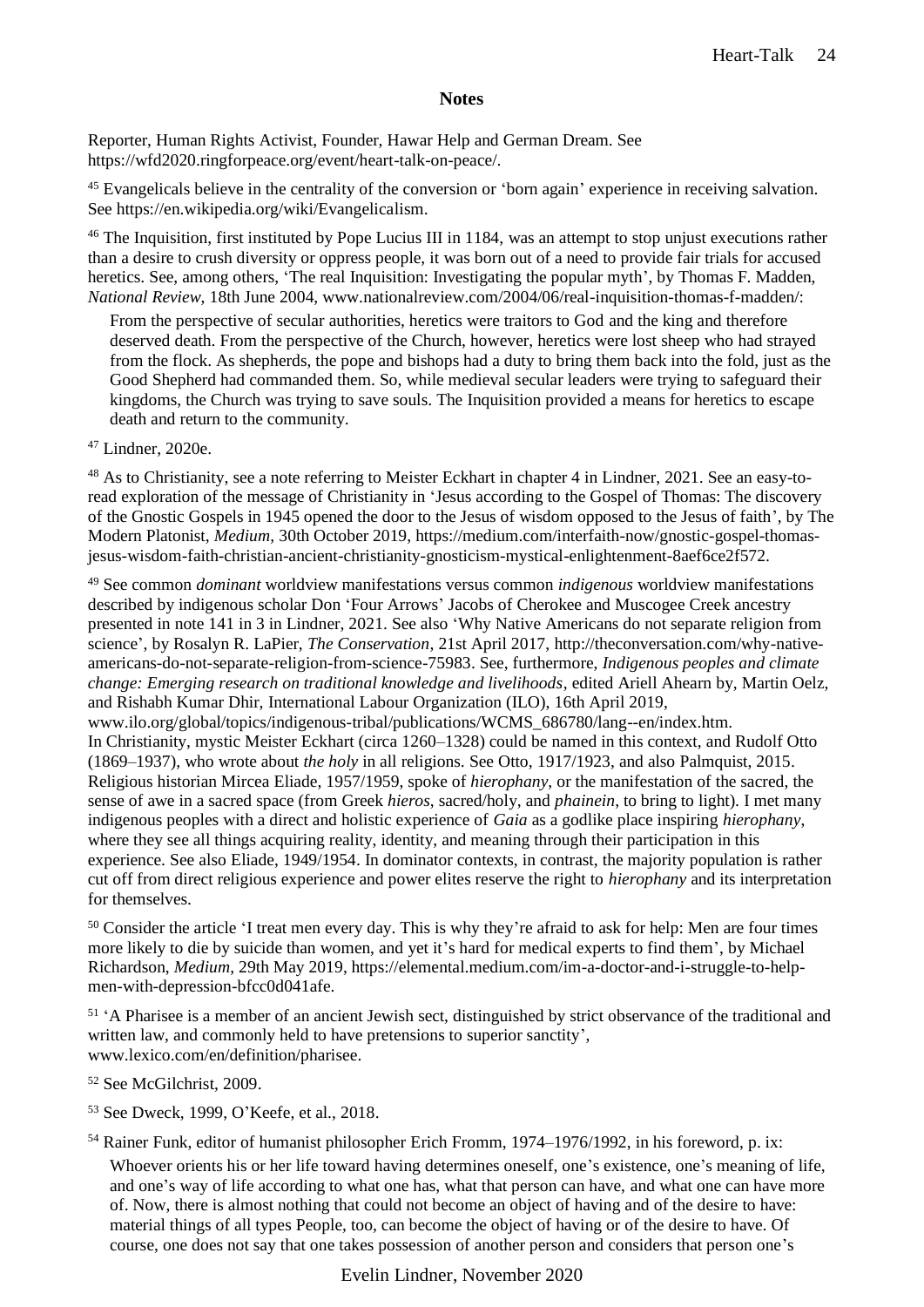## Notes

Reporter, Human Rights Activist, Founder, Hawar Help and German Dream. See https://wfd2020.ringforpeace.org/event/heart-talk-on-peace/.

[45] Evangelicals believe in the centrality of the conversion or 'born again' experience in receiving salvation. See https://en.wikipedia.org/wiki/Evangelicalism.

[46] The Inquisition, first instituted by Pope Lucius III in 1184, was an attempt to stop unjust executions rather than a desire to crush diversity or oppress people, it was born out of a need to provide fair trials for accused heretics. See, among others, 'The real Inquisition: Investigating the popular myth', by Thomas F. Madden, *National Review*, 18th June 2004, www.nationalreview.com/2004/06/real-inquisition-thomas-f-madden/:

> From the perspective of secular authorities, heretics were traitors to God and the king and therefore deserved death. From the perspective of the Church, however, heretics were lost sheep who had strayed from the flock. As shepherds, the pope and bishops had a duty to bring them back into the fold, just as the Good Shepherd had commanded them. So, while medieval secular leaders were trying to safeguard their kingdoms, the Church was trying to save souls. The Inquisition provided a means for heretics to escape death and return to the community.

[47] Lindner, 2020e.

[48] As to Christianity, see a note referring to Meister Eckhart in chapter 4 in Lindner, 2021. See an easy-to-read exploration of the message of Christianity in 'Jesus according to the Gospel of Thomas: The discovery of the Gnostic Gospels in 1945 opened the door to the Jesus of wisdom opposed to the Jesus of faith', by The Modern Platonist, *Medium*, 30th October 2019, https://medium.com/interfaith-now/gnostic-gospel-thomas-jesus-wisdom-faith-christian-ancient-christianity-gnosticism-mystical-enlightenment-8aef6ce2f572.

[49] See common *dominant* worldview manifestations versus common *indigenous* worldview manifestations described by indigenous scholar Don 'Four Arrows' Jacobs of Cherokee and Muscogee Creek ancestry presented in note 141 in 3 in Lindner, 2021. See also 'Why Native Americans do not separate religion from science', by Rosalyn R. LaPier, *The Conservation*, 21st April 2017, http://theconversation.com/why-native-americans-do-not-separate-religion-from-science-75983. See, furthermore, *Indigenous peoples and climate change: Emerging research on traditional knowledge and livelihoods*, edited Ariell Ahearn by, Martin Oelz, and Rishabh Kumar Dhir, International Labour Organization (ILO), 16th April 2019, www.ilo.org/global/topics/indigenous-tribal/publications/WCMS_686780/lang--en/index.htm.
In Christianity, mystic Meister Eckhart (circa 1260–1328) could be named in this context, and Rudolf Otto (1869–1937), who wrote about *the holy* in all religions. See Otto, 1917/1923, and also Palmquist, 2015. Religious historian Mircea Eliade, 1957/1959, spoke of *hierophany*, or the manifestation of the sacred, the sense of awe in a sacred space (from Greek *hieros*, sacred/holy, and *phainein*, to bring to light). I met many indigenous peoples with a direct and holistic experience of *Gaia* as a godlike place inspiring *hierophany*, where they see all things acquiring reality, identity, and meaning through their participation in this experience. See also Eliade, 1949/1954. In dominator contexts, in contrast, the majority population is rather cut off from direct religious experience and power elites reserve the right to *hierophany* and its interpretation for themselves.

[50] Consider the article 'I treat men every day. This is why they're afraid to ask for help: Men are four times more likely to die by suicide than women, and yet it's hard for medical experts to find them', by Michael Richardson, *Medium*, 29th May 2019, https://elemental.medium.com/im-a-doctor-and-i-struggle-to-help-men-with-depression-bfcc0d041afe.

[51] 'A Pharisee is a member of an ancient Jewish sect, distinguished by strict observance of the traditional and written law, and commonly held to have pretensions to superior sanctity', www.lexico.com/en/definition/pharisee.

[52] See McGilchrist, 2009.

[53] See Dweck, 1999, O'Keefe, et al., 2018.

[54] Rainer Funk, editor of humanist philosopher Erich Fromm, 1974–1976/1992, in his foreword, p. ix:

> Whoever orients his or her life toward having determines oneself, one's existence, one's meaning of life, and one's way of life according to what one has, what that person can have, and what one can have more of. Now, there is almost nothing that could not become an object of having and of the desire to have: material things of all types People, too, can become the object of having or of the desire to have. Of course, one does not say that one takes possession of another person and considers that person one's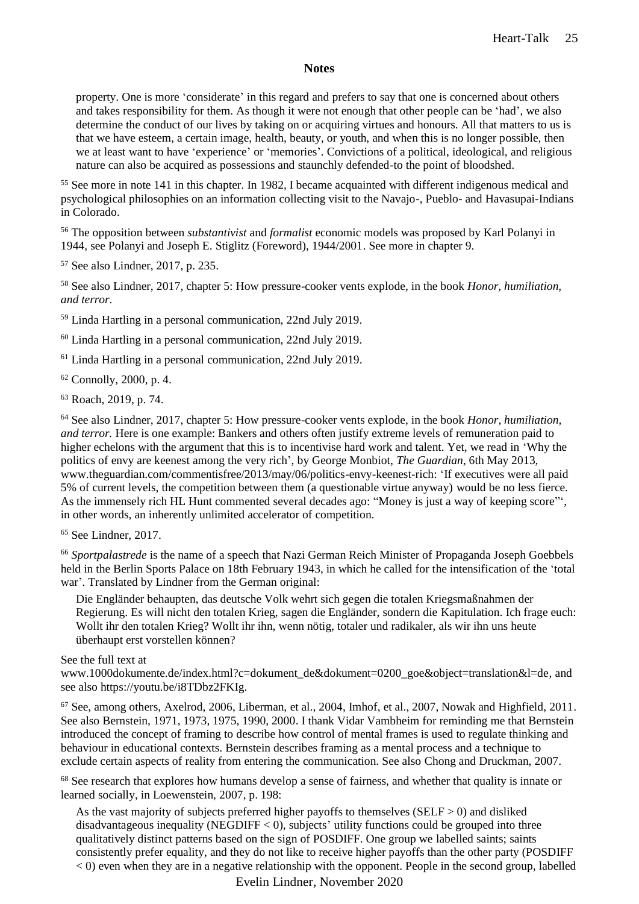**Notes**

> property. One is more 'considerate' in this regard and prefers to say that one is concerned about others and takes responsibility for them. As though it were not enough that other people can be 'had', we also determine the conduct of our lives by taking on or acquiring virtues and honours. All that matters to us is that we have esteem, a certain image, health, beauty, or youth, and when this is no longer possible, then we at least want to have 'experience' or 'memories'. Convictions of a political, ideological, and religious nature can also be acquired as possessions and staunchly defended-to the point of bloodshed.

[55] See more in note 141 in this chapter. In 1982, I became acquainted with different indigenous medical and psychological philosophies on an information collecting visit to the Navajo-, Pueblo- and Havasupai-Indians in Colorado.

[56] The opposition between *substantivist* and *formalist* economic models was proposed by Karl Polanyi in 1944, see Polanyi and Joseph E. Stiglitz (Foreword), 1944/2001. See more in chapter 9.

[57] See also Lindner, 2017, p. 235.

[58] See also Lindner, 2017, chapter 5: How pressure-cooker vents explode, in the book *Honor, humiliation, and terror*.

[59] Linda Hartling in a personal communication, 22nd July 2019.

[60] Linda Hartling in a personal communication, 22nd July 2019.

[61] Linda Hartling in a personal communication, 22nd July 2019.

[62] Connolly, 2000, p. 4.

[63] Roach, 2019, p. 74.

[64] See also Lindner, 2017, chapter 5: How pressure-cooker vents explode, in the book *Honor, humiliation, and terror.* Here is one example: Bankers and others often justify extreme levels of remuneration paid to higher echelons with the argument that this is to incentivise hard work and talent. Yet, we read in 'Why the politics of envy are keenest among the very rich', by George Monbiot, *The Guardian*, 6th May 2013, www.theguardian.com/commentisfree/2013/may/06/politics-envy-keenest-rich: 'If executives were all paid 5% of current levels, the competition between them (a questionable virtue anyway) would be no less fierce. As the immensely rich HL Hunt commented several decades ago: "Money is just a way of keeping score"', in other words, an inherently unlimited accelerator of competition.

[65] See Lindner, 2017.

[66] *Sportpalastrede* is the name of a speech that Nazi German Reich Minister of Propaganda Joseph Goebbels held in the Berlin Sports Palace on 18th February 1943, in which he called for the intensification of the 'total war'. Translated by Lindner from the German original:

> Die Engländer behaupten, das deutsche Volk wehrt sich gegen die totalen Kriegsmaßnahmen der Regierung. Es will nicht den totalen Krieg, sagen die Engländer, sondern die Kapitulation. Ich frage euch: Wollt ihr den totalen Krieg? Wollt ihr ihn, wenn nötig, totaler und radikaler, als wir ihn uns heute überhaupt erst vorstellen können?

See the full text at www.1000dokumente.de/index.html?c=dokument_de&dokument=0200_goe&object=translation&l=de, and see also https://youtu.be/i8TDbz2FKIg.

[67] See, among others, Axelrod, 2006, Liberman, et al., 2004, Imhof, et al., 2007, Nowak and Highfield, 2011. See also Bernstein, 1971, 1973, 1975, 1990, 2000. I thank Vidar Vambheim for reminding me that Bernstein introduced the concept of framing to describe how control of mental frames is used to regulate thinking and behaviour in educational contexts. Bernstein describes framing as a mental process and a technique to exclude certain aspects of reality from entering the communication. See also Chong and Druckman, 2007.

[68] See research that explores how humans develop a sense of fairness, and whether that quality is innate or learned socially, in Loewenstein, 2007, p. 198:

> As the vast majority of subjects preferred higher payoffs to themselves (SELF > 0) and disliked disadvantageous inequality (NEGDIFF < 0), subjects' utility functions could be grouped into three qualitatively distinct patterns based on the sign of POSDIFF. One group we labelled saints; saints consistently prefer equality, and they do not like to receive higher payoffs than the other party (POSDIFF < 0) even when they are in a negative relationship with the opponent. People in the second group, labelled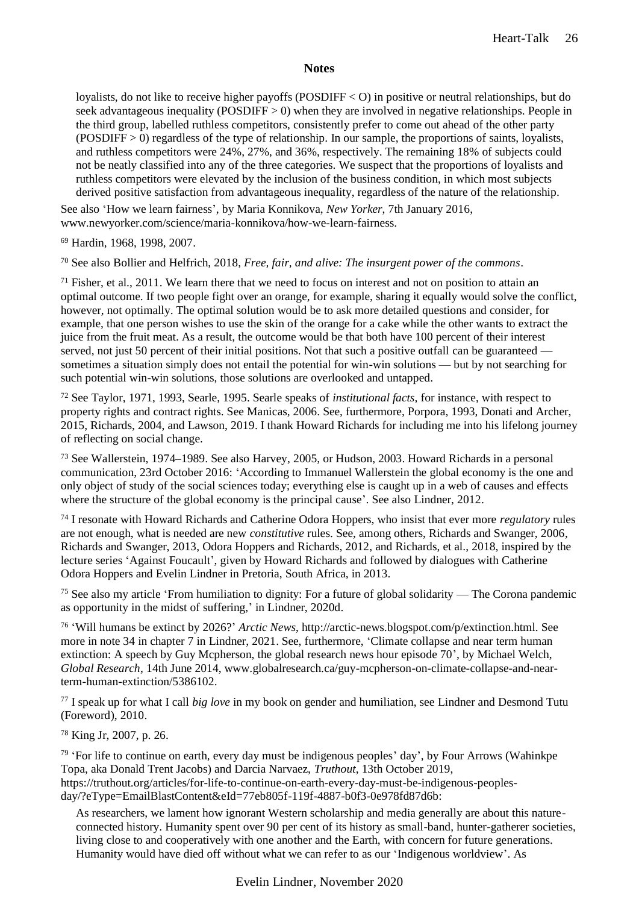**Notes**

> loyalists, do not like to receive higher payoffs (POSDIFF < O) in positive or neutral relationships, but do seek advantageous inequality (POSDIFF > 0) when they are involved in negative relationships. People in the third group, labelled ruthless competitors, consistently prefer to come out ahead of the other party (POSDIFF > 0) regardless of the type of relationship. In our sample, the proportions of saints, loyalists, and ruthless competitors were 24%, 27%, and 36%, respectively. The remaining 18% of subjects could not be neatly classified into any of the three categories. We suspect that the proportions of loyalists and ruthless competitors were elevated by the inclusion of the business condition, in which most subjects derived positive satisfaction from advantageous inequality, regardless of the nature of the relationship.

See also 'How we learn fairness', by Maria Konnikova, *New Yorker*, 7th January 2016, www.newyorker.com/science/maria-konnikova/how-we-learn-fairness.

[69] Hardin, 1968, 1998, 2007.

[70] See also Bollier and Helfrich, 2018, *Free, fair, and alive: The insurgent power of the commons*.

[71] Fisher, et al., 2011. We learn there that we need to focus on interest and not on position to attain an optimal outcome. If two people fight over an orange, for example, sharing it equally would solve the conflict, however, not optimally. The optimal solution would be to ask more detailed questions and consider, for example, that one person wishes to use the skin of the orange for a cake while the other wants to extract the juice from the fruit meat. As a result, the outcome would be that both have 100 percent of their interest served, not just 50 percent of their initial positions. Not that such a positive outfall can be guaranteed — sometimes a situation simply does not entail the potential for win-win solutions — but by not searching for such potential win-win solutions, those solutions are overlooked and untapped.

[72] See Taylor, 1971, 1993, Searle, 1995. Searle speaks of *institutional facts*, for instance, with respect to property rights and contract rights. See Manicas, 2006. See, furthermore, Porpora, 1993, Donati and Archer, 2015, Richards, 2004, and Lawson, 2019. I thank Howard Richards for including me into his lifelong journey of reflecting on social change.

[73] See Wallerstein, 1974–1989. See also Harvey, 2005, or Hudson, 2003. Howard Richards in a personal communication, 23rd October 2016: 'According to Immanuel Wallerstein the global economy is the one and only object of study of the social sciences today; everything else is caught up in a web of causes and effects where the structure of the global economy is the principal cause'. See also Lindner, 2012.

[74] I resonate with Howard Richards and Catherine Odora Hoppers, who insist that ever more *regulatory* rules are not enough, what is needed are new *constitutive* rules. See, among others, Richards and Swanger, 2006, Richards and Swanger, 2013, Odora Hoppers and Richards, 2012, and Richards, et al., 2018, inspired by the lecture series 'Against Foucault', given by Howard Richards and followed by dialogues with Catherine Odora Hoppers and Evelin Lindner in Pretoria, South Africa, in 2013.

[75] See also my article 'From humiliation to dignity: For a future of global solidarity — The Corona pandemic as opportunity in the midst of suffering,' in Lindner, 2020d.

[76] 'Will humans be extinct by 2026?' *Arctic News*, http://arctic-news.blogspot.com/p/extinction.html. See more in note 34 in chapter 7 in Lindner, 2021. See, furthermore, 'Climate collapse and near term human extinction: A speech by Guy Mcpherson, the global research news hour episode 70', by Michael Welch, *Global Research*, 14th June 2014, www.globalresearch.ca/guy-mcpherson-on-climate-collapse-and-near-term-human-extinction/5386102.

[77] I speak up for what I call *big love* in my book on gender and humiliation, see Lindner and Desmond Tutu (Foreword), 2010.

[78] King Jr, 2007, p. 26.

[79] 'For life to continue on earth, every day must be indigenous peoples' day', by Four Arrows (Wahinkpe Topa, aka Donald Trent Jacobs) and Darcia Narvaez, *Truthout*, 13th October 2019, https://truthout.org/articles/for-life-to-continue-on-earth-every-day-must-be-indigenous-peoples-day/?eType=EmailBlastContent&eId=77eb805f-119f-4887-b0f3-0e978fd87d6b:

> As researchers, we lament how ignorant Western scholarship and media generally are about this nature-connected history. Humanity spent over 90 per cent of its history as small-band, hunter-gatherer societies, living close to and cooperatively with one another and the Earth, with concern for future generations. Humanity would have died off without what we can refer to as our 'Indigenous worldview'. As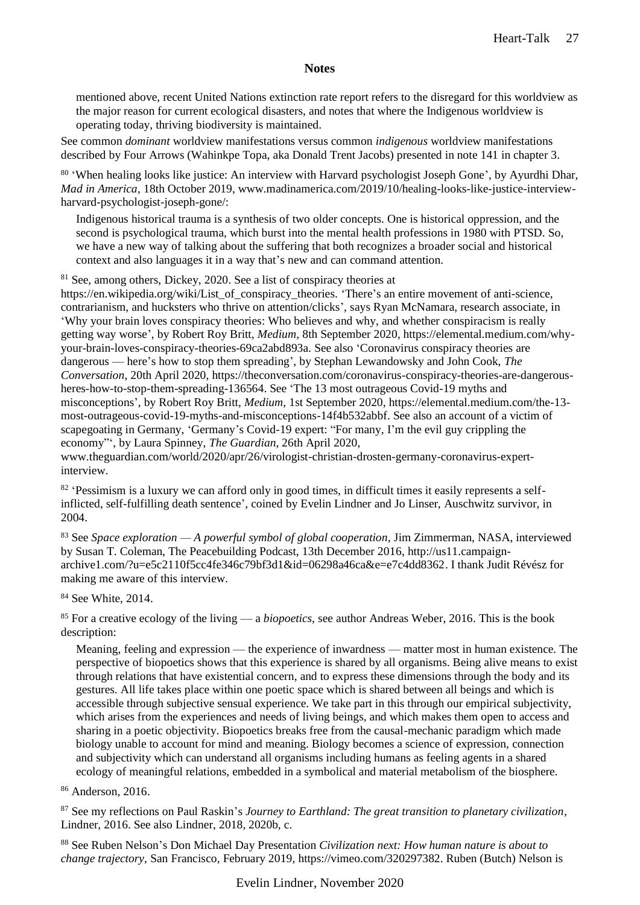## Notes

> mentioned above, recent United Nations extinction rate report refers to the disregard for this worldview as the major reason for current ecological disasters, and notes that where the Indigenous worldview is operating today, thriving biodiversity is maintained.

See common *dominant* worldview manifestations versus common *indigenous* worldview manifestations described by Four Arrows (Wahinkpe Topa, aka Donald Trent Jacobs) presented in note 141 in chapter 3.

[80] 'When healing looks like justice: An interview with Harvard psychologist Joseph Gone', by Ayurdhi Dhar, *Mad in America*, 18th October 2019, www.madinamerica.com/2019/10/healing-looks-like-justice-interview-harvard-psychologist-joseph-gone/:

> Indigenous historical trauma is a synthesis of two older concepts. One is historical oppression, and the second is psychological trauma, which burst into the mental health professions in 1980 with PTSD. So, we have a new way of talking about the suffering that both recognizes a broader social and historical context and also languages it in a way that's new and can command attention.

[81] See, among others, Dickey, 2020. See a list of conspiracy theories at https://en.wikipedia.org/wiki/List_of_conspiracy_theories. 'There's an entire movement of anti-science, contrarianism, and hucksters who thrive on attention/clicks', says Ryan McNamara, research associate, in 'Why your brain loves conspiracy theories: Who believes and why, and whether conspiracism is really getting way worse', by Robert Roy Britt, *Medium*, 8th September 2020, https://elemental.medium.com/why-your-brain-loves-conspiracy-theories-69ca2abd893a. See also 'Coronavirus conspiracy theories are dangerous — here's how to stop them spreading', by Stephan Lewandowsky and John Cook, *The Conversation*, 20th April 2020, https://theconversation.com/coronavirus-conspiracy-theories-are-dangerous-heres-how-to-stop-them-spreading-136564. See 'The 13 most outrageous Covid-19 myths and misconceptions', by Robert Roy Britt, *Medium*, 1st September 2020, https://elemental.medium.com/the-13-most-outrageous-covid-19-myths-and-misconceptions-14f4b532abbf. See also an account of a victim of scapegoating in Germany, 'Germany's Covid-19 expert: "For many, I'm the evil guy crippling the economy"', by Laura Spinney, *The Guardian*, 26th April 2020, www.theguardian.com/world/2020/apr/26/virologist-christian-drosten-germany-coronavirus-expert-interview.

[82] 'Pessimism is a luxury we can afford only in good times, in difficult times it easily represents a self-inflicted, self-fulfilling death sentence', coined by Evelin Lindner and Jo Linser, Auschwitz survivor, in 2004.

[83] See *Space exploration — A powerful symbol of global cooperation*, Jim Zimmerman, NASA, interviewed by Susan T. Coleman, The Peacebuilding Podcast, 13th December 2016, http://us11.campaign-archive1.com/?u=e5c2110f5cc4fe346c79bf3d1&id=06298a46ca&e=e7c4dd8362. I thank Judit Révész for making me aware of this interview.

[84] See White, 2014.

[85] For a creative ecology of the living — a *biopoetics*, see author Andreas Weber, 2016. This is the book description:

> Meaning, feeling and expression — the experience of inwardness — matter most in human existence. The perspective of biopoetics shows that this experience is shared by all organisms. Being alive means to exist through relations that have existential concern, and to express these dimensions through the body and its gestures. All life takes place within one poetic space which is shared between all beings and which is accessible through subjective sensual experience. We take part in this through our empirical subjectivity, which arises from the experiences and needs of living beings, and which makes them open to access and sharing in a poetic objectivity. Biopoetics breaks free from the causal-mechanic paradigm which made biology unable to account for mind and meaning. Biology becomes a science of expression, connection and subjectivity which can understand all organisms including humans as feeling agents in a shared ecology of meaningful relations, embedded in a symbolical and material metabolism of the biosphere.

[86] Anderson, 2016.

[87] See my reflections on Paul Raskin's *Journey to Earthland: The great transition to planetary civilization*, Lindner, 2016. See also Lindner, 2018, 2020b, c.

[88] See Ruben Nelson's Don Michael Day Presentation *Civilization next: How human nature is about to change trajectory*, San Francisco, February 2019, https://vimeo.com/320297382. Ruben (Butch) Nelson is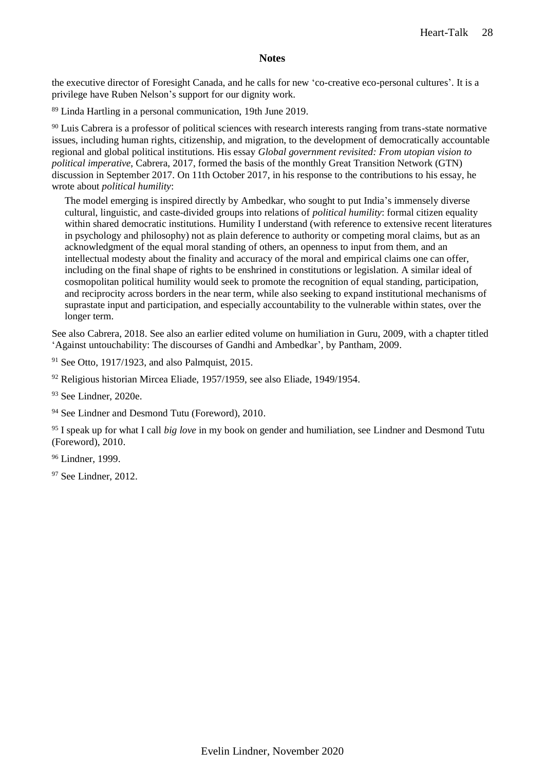## Notes

the executive director of Foresight Canada, and he calls for new 'co-creative eco-personal cultures'. It is a privilege have Ruben Nelson's support for our dignity work.

[89] Linda Hartling in a personal communication, 19th June 2019.

[90] Luis Cabrera is a professor of political sciences with research interests ranging from trans-state normative issues, including human rights, citizenship, and migration, to the development of democratically accountable regional and global political institutions. His essay *Global government revisited: From utopian vision to political imperative*, Cabrera, 2017, formed the basis of the monthly Great Transition Network (GTN) discussion in September 2017. On 11th October 2017, in his response to the contributions to his essay, he wrote about *political humility*:

> The model emerging is inspired directly by Ambedkar, who sought to put India's immensely diverse cultural, linguistic, and caste-divided groups into relations of *political humility*: formal citizen equality within shared democratic institutions. Humility I understand (with reference to extensive recent literatures in psychology and philosophy) not as plain deference to authority or competing moral claims, but as an acknowledgment of the equal moral standing of others, an openness to input from them, and an intellectual modesty about the finality and accuracy of the moral and empirical claims one can offer, including on the final shape of rights to be enshrined in constitutions or legislation. A similar ideal of cosmopolitan political humility would seek to promote the recognition of equal standing, participation, and reciprocity across borders in the near term, while also seeking to expand institutional mechanisms of suprastate input and participation, and especially accountability to the vulnerable within states, over the longer term.

See also Cabrera, 2018. See also an earlier edited volume on humiliation in Guru, 2009, with a chapter titled 'Against untouchability: The discourses of Gandhi and Ambedkar', by Pantham, 2009.

[91] See Otto, 1917/1923, and also Palmquist, 2015.

[92] Religious historian Mircea Eliade, 1957/1959, see also Eliade, 1949/1954.

[93] See Lindner, 2020e.

[94] See Lindner and Desmond Tutu (Foreword), 2010.

[95] I speak up for what I call *big love* in my book on gender and humiliation, see Lindner and Desmond Tutu (Foreword), 2010.

[96] Lindner, 1999.

[97] See Lindner, 2012.